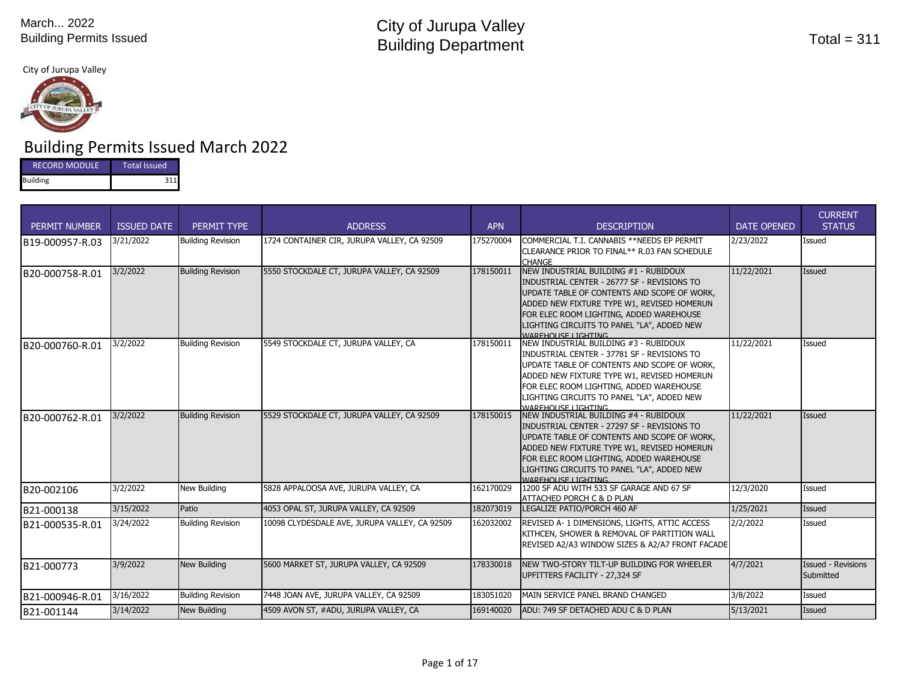March... 2022
Building Permits Issued

# City of Jurupa Valley
# Building Department

Total = 311

City of Jurupa Valley

## Building Permits Issued March 2022

| RECORD MODULE | Total Issued |
|---|---|
| Building | 311 |

| PERMIT NUMBER | ISSUED DATE | PERMIT TYPE | ADDRESS | APN | DESCRIPTION | DATE OPENED | CURRENT STATUS |
|---|---|---|---|---|---|---|---|
| B19-000957-R.03 | 3/21/2022 | Building Revision | 1724 CONTAINER CIR, JURUPA VALLEY, CA 92509 | 175270004 | COMMERCIAL T.I. CANNABIS **NEEDS EP PERMIT CLEARANCE PRIOR TO FINAL** R.03 FAN SCHEDULE CHANGE | 2/23/2022 | Issued |
| B20-000758-R.01 | 3/2/2022 | Building Revision | 5550 STOCKDALE CT, JURUPA VALLEY, CA 92509 | 178150011 | NEW INDUSTRIAL BUILDING #1 - RUBIDOUX INDUSTRIAL CENTER - 26777 SF - REVISIONS TO UPDATE TABLE OF CONTENTS AND SCOPE OF WORK, ADDED NEW FIXTURE TYPE W1, REVISED HOMERUN FOR ELEC ROOM LIGHTING, ADDED WAREHOUSE LIGHTING CIRCUITS TO PANEL "LA", ADDED NEW WAREHOUSE LIGHTING | 11/22/2021 | Issued |
| B20-000760-R.01 | 3/2/2022 | Building Revision | 5549 STOCKDALE CT, JURUPA VALLEY, CA | 178150011 | NEW INDUSTRIAL BUILDING #3 - RUBIDOUX INDUSTRIAL CENTER - 37781 SF - REVISIONS TO UPDATE TABLE OF CONTENTS AND SCOPE OF WORK, ADDED NEW FIXTURE TYPE W1, REVISED HOMERUN FOR ELEC ROOM LIGHTING, ADDED WAREHOUSE LIGHTING CIRCUITS TO PANEL "LA", ADDED NEW WAREHOUSE LIGHTING | 11/22/2021 | Issued |
| B20-000762-R.01 | 3/2/2022 | Building Revision | 5529 STOCKDALE CT, JURUPA VALLEY, CA 92509 | 178150015 | NEW INDUSTRIAL BUILDING #4 - RUBIDOUX INDUSTRIAL CENTER - 27297 SF - REVISIONS TO UPDATE TABLE OF CONTENTS AND SCOPE OF WORK, ADDED NEW FIXTURE TYPE W1, REVISED HOMERUN FOR ELEC ROOM LIGHTING, ADDED WAREHOUSE LIGHTING CIRCUITS TO PANEL "LA", ADDED NEW WAREHOUSE LIGHTING | 11/22/2021 | Issued |
| B20-002106 | 3/2/2022 | New Building | 5828 APPALOOSA AVE, JURUPA VALLEY, CA | 162170029 | 1200 SF ADU WITH 533 SF GARAGE AND 67 SF ATTACHED PORCH C & D PLAN | 12/3/2020 | Issued |
| B21-000138 | 3/15/2022 | Patio | 4053 OPAL ST, JURUPA VALLEY, CA 92509 | 182073019 | LEGALIZE PATIO/PORCH 460 AF | 1/25/2021 | Issued |
| B21-000535-R.01 | 3/24/2022 | Building Revision | 10098 CLYDESDALE AVE, JURUPA VALLEY, CA 92509 | 162032002 | REVISED A- 1 DIMENSIONS, LIGHTS, ATTIC ACCESS KITHCEN, SHOWER & REMOVAL OF PARTITION WALL REVISED A2/A3 WINDOW SIZES & A2/A7 FRONT FACADE | 2/2/2022 | Issued |
| B21-000773 | 3/9/2022 | New Building | 5600 MARKET ST, JURUPA VALLEY, CA 92509 | 178330018 | NEW TWO-STORY TILT-UP BUILDING FOR WHEELER UPFITTERS FACILITY - 27,324 SF | 4/7/2021 | Issued - Revisions Submitted |
| B21-000946-R.01 | 3/16/2022 | Building Revision | 7448 JOAN AVE, JURUPA VALLEY, CA 92509 | 183051020 | MAIN SERVICE PANEL BRAND CHANGED | 3/8/2022 | Issued |
| B21-001144 | 3/14/2022 | New Building | 4509 AVON ST, #ADU, JURUPA VALLEY, CA | 169140020 | ADU: 749 SF DETACHED ADU C & D PLAN | 5/13/2021 | Issued |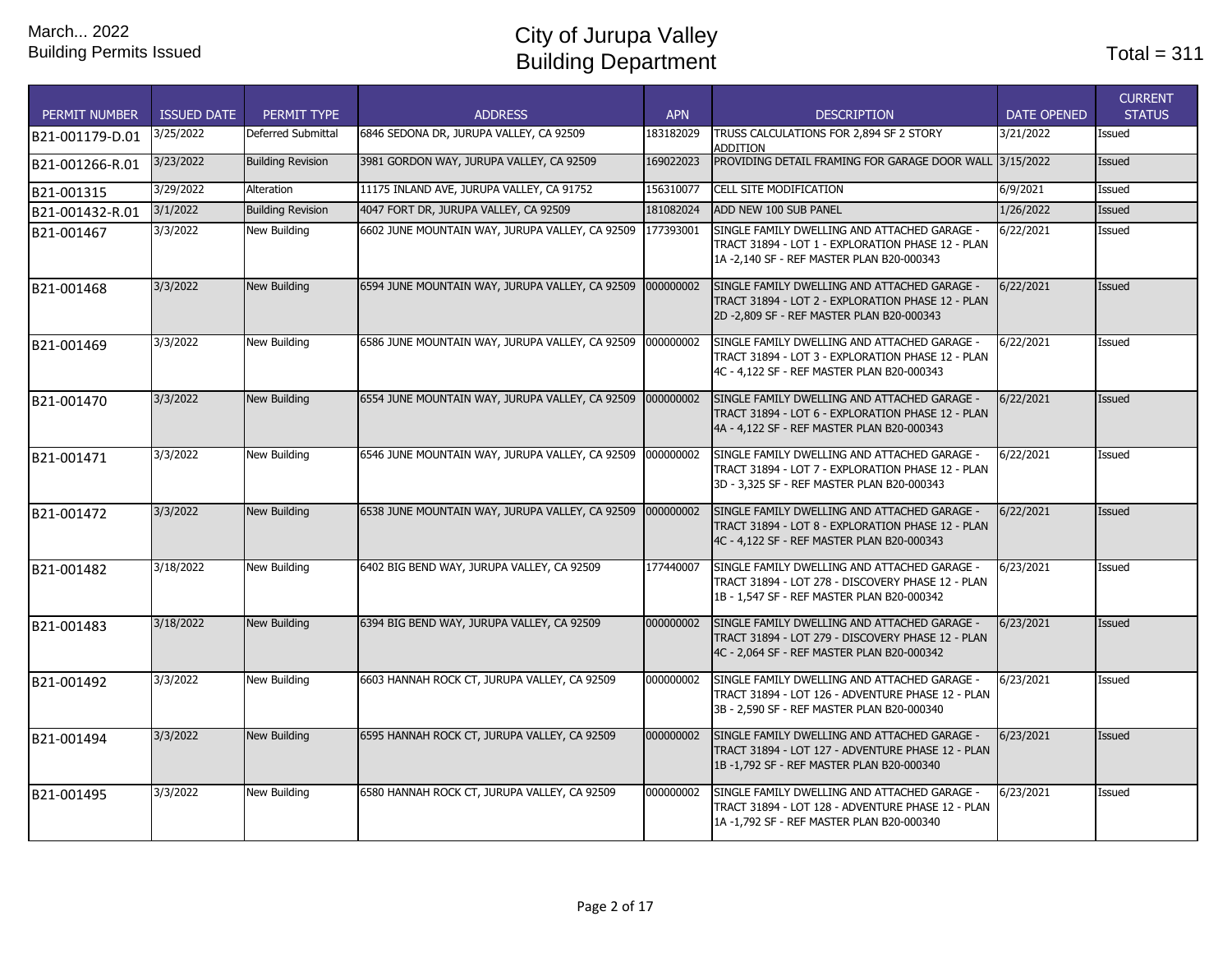March... 2022
Building Permits Issued

# City of Jurupa Valley
# Building Department

Total = 311

| PERMIT NUMBER | ISSUED DATE | PERMIT TYPE | ADDRESS | APN | DESCRIPTION | DATE OPENED | CURRENT STATUS |
|---|---|---|---|---|---|---|---|
| B21-001179-D.01 | 3/25/2022 | Deferred Submittal | 6846 SEDONA DR, JURUPA VALLEY, CA 92509 | 183182029 | TRUSS CALCULATIONS FOR 2,894 SF 2 STORY ADDITION | 3/21/2022 | Issued |
| B21-001266-R.01 | 3/23/2022 | Building Revision | 3981 GORDON WAY, JURUPA VALLEY, CA 92509 | 169022023 | PROVIDING DETAIL FRAMING FOR GARAGE DOOR WALL | 3/15/2022 | Issued |
| B21-001315 | 3/29/2022 | Alteration | 11175 INLAND AVE, JURUPA VALLEY, CA 91752 | 156310077 | CELL SITE MODIFICATION | 6/9/2021 | Issued |
| B21-001432-R.01 | 3/1/2022 | Building Revision | 4047 FORT DR, JURUPA VALLEY, CA 92509 | 181082024 | ADD NEW 100 SUB PANEL | 1/26/2022 | Issued |
| B21-001467 | 3/3/2022 | New Building | 6602 JUNE MOUNTAIN WAY, JURUPA VALLEY, CA 92509 | 177393001 | SINGLE FAMILY DWELLING AND ATTACHED GARAGE - TRACT 31894 - LOT 1 - EXPLORATION PHASE 12 - PLAN 1A -2,140 SF - REF MASTER PLAN B20-000343 | 6/22/2021 | Issued |
| B21-001468 | 3/3/2022 | New Building | 6594 JUNE MOUNTAIN WAY, JURUPA VALLEY, CA 92509 | 000000002 | SINGLE FAMILY DWELLING AND ATTACHED GARAGE - TRACT 31894 - LOT 2 - EXPLORATION PHASE 12 - PLAN 2D -2,809 SF - REF MASTER PLAN B20-000343 | 6/22/2021 | Issued |
| B21-001469 | 3/3/2022 | New Building | 6586 JUNE MOUNTAIN WAY, JURUPA VALLEY, CA 92509 | 000000002 | SINGLE FAMILY DWELLING AND ATTACHED GARAGE - TRACT 31894 - LOT 3 - EXPLORATION PHASE 12 - PLAN 4C - 4,122 SF - REF MASTER PLAN B20-000343 | 6/22/2021 | Issued |
| B21-001470 | 3/3/2022 | New Building | 6554 JUNE MOUNTAIN WAY, JURUPA VALLEY, CA 92509 | 000000002 | SINGLE FAMILY DWELLING AND ATTACHED GARAGE - TRACT 31894 - LOT 6 - EXPLORATION PHASE 12 - PLAN 4A - 4,122 SF - REF MASTER PLAN B20-000343 | 6/22/2021 | Issued |
| B21-001471 | 3/3/2022 | New Building | 6546 JUNE MOUNTAIN WAY, JURUPA VALLEY, CA 92509 | 000000002 | SINGLE FAMILY DWELLING AND ATTACHED GARAGE - TRACT 31894 - LOT 7 - EXPLORATION PHASE 12 - PLAN 3D - 3,325 SF - REF MASTER PLAN B20-000343 | 6/22/2021 | Issued |
| B21-001472 | 3/3/2022 | New Building | 6538 JUNE MOUNTAIN WAY, JURUPA VALLEY, CA 92509 | 000000002 | SINGLE FAMILY DWELLING AND ATTACHED GARAGE - TRACT 31894 - LOT 8 - EXPLORATION PHASE 12 - PLAN 4C - 4,122 SF - REF MASTER PLAN B20-000343 | 6/22/2021 | Issued |
| B21-001482 | 3/18/2022 | New Building | 6402 BIG BEND WAY, JURUPA VALLEY, CA 92509 | 177440007 | SINGLE FAMILY DWELLING AND ATTACHED GARAGE - TRACT 31894 - LOT 278 - DISCOVERY PHASE 12 - PLAN 1B - 1,547 SF - REF MASTER PLAN B20-000342 | 6/23/2021 | Issued |
| B21-001483 | 3/18/2022 | New Building | 6394 BIG BEND WAY, JURUPA VALLEY, CA 92509 | 000000002 | SINGLE FAMILY DWELLING AND ATTACHED GARAGE - TRACT 31894 - LOT 279 - DISCOVERY PHASE 12 - PLAN 4C - 2,064 SF - REF MASTER PLAN B20-000342 | 6/23/2021 | Issued |
| B21-001492 | 3/3/2022 | New Building | 6603 HANNAH ROCK CT, JURUPA VALLEY, CA 92509 | 000000002 | SINGLE FAMILY DWELLING AND ATTACHED GARAGE - TRACT 31894 - LOT 126 - ADVENTURE PHASE 12 - PLAN 3B - 2,590 SF - REF MASTER PLAN B20-000340 | 6/23/2021 | Issued |
| B21-001494 | 3/3/2022 | New Building | 6595 HANNAH ROCK CT, JURUPA VALLEY, CA 92509 | 000000002 | SINGLE FAMILY DWELLING AND ATTACHED GARAGE - TRACT 31894 - LOT 127 - ADVENTURE PHASE 12 - PLAN 1B -1,792 SF - REF MASTER PLAN B20-000340 | 6/23/2021 | Issued |
| B21-001495 | 3/3/2022 | New Building | 6580 HANNAH ROCK CT, JURUPA VALLEY, CA 92509 | 000000002 | SINGLE FAMILY DWELLING AND ATTACHED GARAGE - TRACT 31894 - LOT 128 - ADVENTURE PHASE 12 - PLAN 1A -1,792 SF - REF MASTER PLAN B20-000340 | 6/23/2021 | Issued |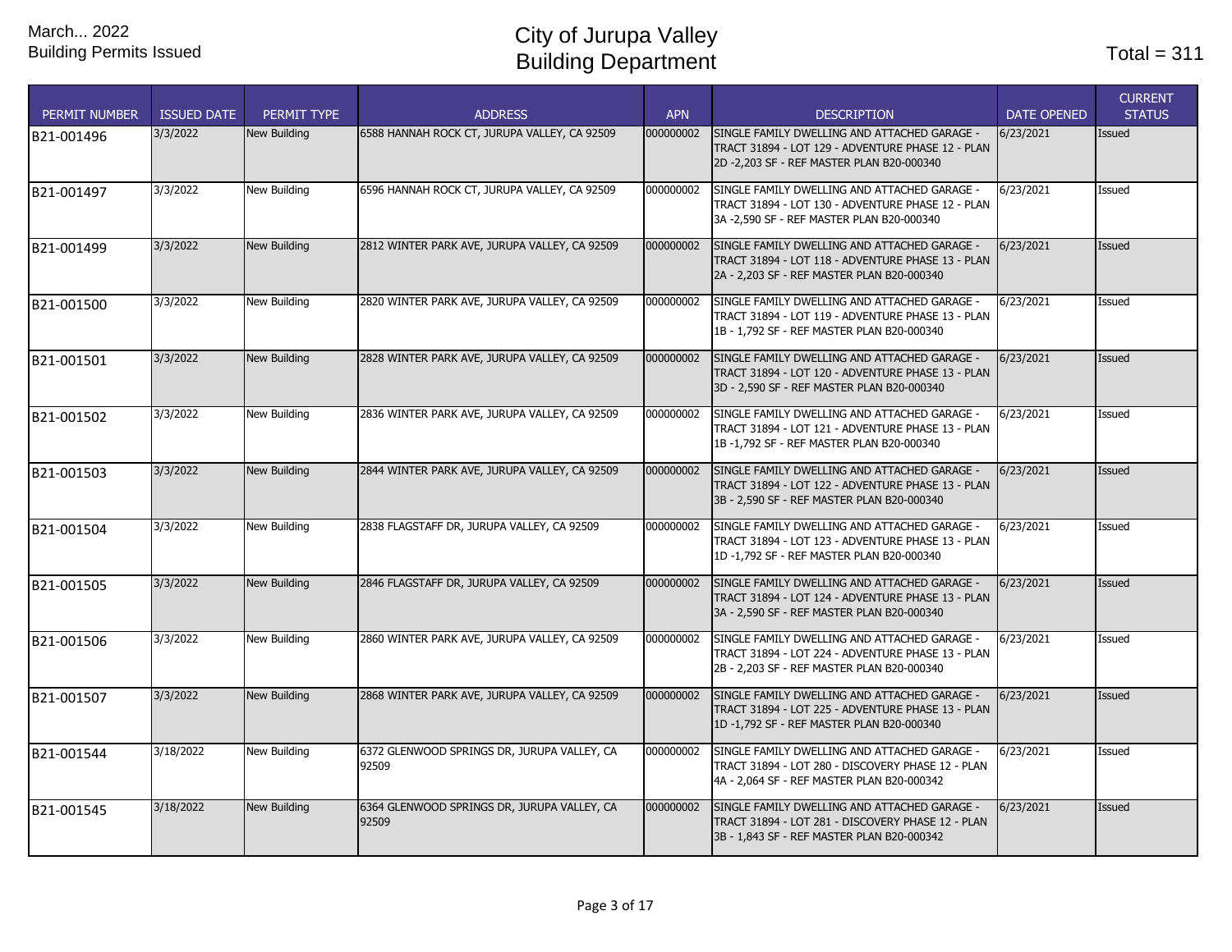March... 2022
Building Permits Issued

# City of Jurupa Valley
# Building Department

Total = 311

| PERMIT NUMBER | ISSUED DATE | PERMIT TYPE | ADDRESS | APN | DESCRIPTION | DATE OPENED | CURRENT STATUS |
|---|---|---|---|---|---|---|---|
| B21-001496 | 3/3/2022 | New Building | 6588 HANNAH ROCK CT, JURUPA VALLEY, CA 92509 | 000000002 | SINGLE FAMILY DWELLING AND ATTACHED GARAGE - TRACT 31894 - LOT 129 - ADVENTURE PHASE 12 - PLAN 2D -2,203 SF - REF MASTER PLAN B20-000340 | 6/23/2021 | Issued |
| B21-001497 | 3/3/2022 | New Building | 6596 HANNAH ROCK CT, JURUPA VALLEY, CA 92509 | 000000002 | SINGLE FAMILY DWELLING AND ATTACHED GARAGE - TRACT 31894 - LOT 130 - ADVENTURE PHASE 12 - PLAN 3A -2,590 SF - REF MASTER PLAN B20-000340 | 6/23/2021 | Issued |
| B21-001499 | 3/3/2022 | New Building | 2812 WINTER PARK AVE, JURUPA VALLEY, CA 92509 | 000000002 | SINGLE FAMILY DWELLING AND ATTACHED GARAGE - TRACT 31894 - LOT 118 - ADVENTURE PHASE 13 - PLAN 2A - 2,203 SF - REF MASTER PLAN B20-000340 | 6/23/2021 | Issued |
| B21-001500 | 3/3/2022 | New Building | 2820 WINTER PARK AVE, JURUPA VALLEY, CA 92509 | 000000002 | SINGLE FAMILY DWELLING AND ATTACHED GARAGE - TRACT 31894 - LOT 119 - ADVENTURE PHASE 13 - PLAN 1B - 1,792 SF - REF MASTER PLAN B20-000340 | 6/23/2021 | Issued |
| B21-001501 | 3/3/2022 | New Building | 2828 WINTER PARK AVE, JURUPA VALLEY, CA 92509 | 000000002 | SINGLE FAMILY DWELLING AND ATTACHED GARAGE - TRACT 31894 - LOT 120 - ADVENTURE PHASE 13 - PLAN 3D - 2,590 SF - REF MASTER PLAN B20-000340 | 6/23/2021 | Issued |
| B21-001502 | 3/3/2022 | New Building | 2836 WINTER PARK AVE, JURUPA VALLEY, CA 92509 | 000000002 | SINGLE FAMILY DWELLING AND ATTACHED GARAGE - TRACT 31894 - LOT 121 - ADVENTURE PHASE 13 - PLAN 1B -1,792 SF - REF MASTER PLAN B20-000340 | 6/23/2021 | Issued |
| B21-001503 | 3/3/2022 | New Building | 2844 WINTER PARK AVE, JURUPA VALLEY, CA 92509 | 000000002 | SINGLE FAMILY DWELLING AND ATTACHED GARAGE - TRACT 31894 - LOT 122 - ADVENTURE PHASE 13 - PLAN 3B - 2,590 SF - REF MASTER PLAN B20-000340 | 6/23/2021 | Issued |
| B21-001504 | 3/3/2022 | New Building | 2838 FLAGSTAFF DR, JURUPA VALLEY, CA 92509 | 000000002 | SINGLE FAMILY DWELLING AND ATTACHED GARAGE - TRACT 31894 - LOT 123 - ADVENTURE PHASE 13 - PLAN 1D -1,792 SF - REF MASTER PLAN B20-000340 | 6/23/2021 | Issued |
| B21-001505 | 3/3/2022 | New Building | 2846 FLAGSTAFF DR, JURUPA VALLEY, CA 92509 | 000000002 | SINGLE FAMILY DWELLING AND ATTACHED GARAGE - TRACT 31894 - LOT 124 - ADVENTURE PHASE 13 - PLAN 3A - 2,590 SF - REF MASTER PLAN B20-000340 | 6/23/2021 | Issued |
| B21-001506 | 3/3/2022 | New Building | 2860 WINTER PARK AVE, JURUPA VALLEY, CA 92509 | 000000002 | SINGLE FAMILY DWELLING AND ATTACHED GARAGE - TRACT 31894 - LOT 224 - ADVENTURE PHASE 13 - PLAN 2B - 2,203 SF - REF MASTER PLAN B20-000340 | 6/23/2021 | Issued |
| B21-001507 | 3/3/2022 | New Building | 2868 WINTER PARK AVE, JURUPA VALLEY, CA 92509 | 000000002 | SINGLE FAMILY DWELLING AND ATTACHED GARAGE - TRACT 31894 - LOT 225 - ADVENTURE PHASE 13 - PLAN 1D -1,792 SF - REF MASTER PLAN B20-000340 | 6/23/2021 | Issued |
| B21-001544 | 3/18/2022 | New Building | 6372 GLENWOOD SPRINGS DR, JURUPA VALLEY, CA 92509 | 000000002 | SINGLE FAMILY DWELLING AND ATTACHED GARAGE - TRACT 31894 - LOT 280 - DISCOVERY PHASE 12 - PLAN 4A - 2,064 SF - REF MASTER PLAN B20-000342 | 6/23/2021 | Issued |
| B21-001545 | 3/18/2022 | New Building | 6364 GLENWOOD SPRINGS DR, JURUPA VALLEY, CA 92509 | 000000002 | SINGLE FAMILY DWELLING AND ATTACHED GARAGE - TRACT 31894 - LOT 281 - DISCOVERY PHASE 12 - PLAN 3B - 1,843 SF - REF MASTER PLAN B20-000342 | 6/23/2021 | Issued |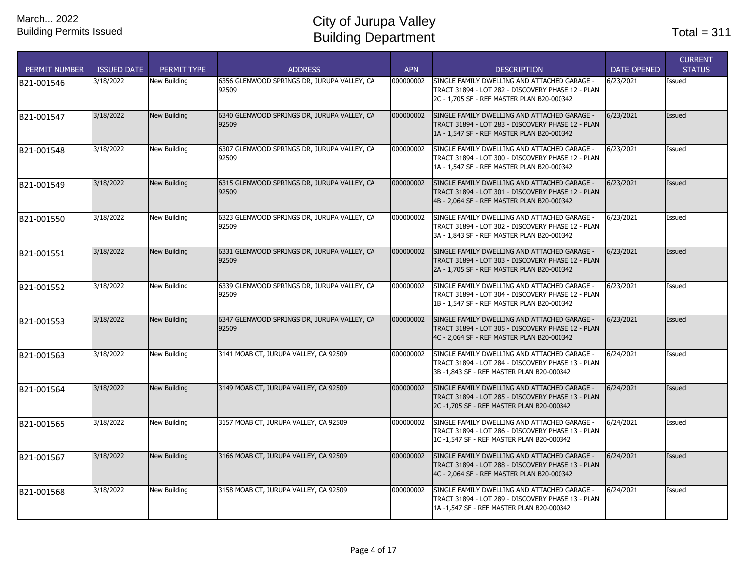March... 2022
Building Permits Issued

# City of Jurupa Valley
# Building Department

Total = 311

| PERMIT NUMBER | ISSUED DATE | PERMIT TYPE | ADDRESS | APN | DESCRIPTION | DATE OPENED | CURRENT STATUS |
|---|---|---|---|---|---|---|---|
| B21-001546 | 3/18/2022 | New Building | 6356 GLENWOOD SPRINGS DR, JURUPA VALLEY, CA 92509 | 000000002 | SINGLE FAMILY DWELLING AND ATTACHED GARAGE - TRACT 31894 - LOT 282 - DISCOVERY PHASE 12 - PLAN 2C - 1,705 SF - REF MASTER PLAN B20-000342 | 6/23/2021 | Issued |
| B21-001547 | 3/18/2022 | New Building | 6340 GLENWOOD SPRINGS DR, JURUPA VALLEY, CA 92509 | 000000002 | SINGLE FAMILY DWELLING AND ATTACHED GARAGE - TRACT 31894 - LOT 283 - DISCOVERY PHASE 12 - PLAN 1A - 1,547 SF - REF MASTER PLAN B20-000342 | 6/23/2021 | Issued |
| B21-001548 | 3/18/2022 | New Building | 6307 GLENWOOD SPRINGS DR, JURUPA VALLEY, CA 92509 | 000000002 | SINGLE FAMILY DWELLING AND ATTACHED GARAGE - TRACT 31894 - LOT 300 - DISCOVERY PHASE 12 - PLAN 1A - 1,547 SF - REF MASTER PLAN B20-000342 | 6/23/2021 | Issued |
| B21-001549 | 3/18/2022 | New Building | 6315 GLENWOOD SPRINGS DR, JURUPA VALLEY, CA 92509 | 000000002 | SINGLE FAMILY DWELLING AND ATTACHED GARAGE - TRACT 31894 - LOT 301 - DISCOVERY PHASE 12 - PLAN 4B - 2,064 SF - REF MASTER PLAN B20-000342 | 6/23/2021 | Issued |
| B21-001550 | 3/18/2022 | New Building | 6323 GLENWOOD SPRINGS DR, JURUPA VALLEY, CA 92509 | 000000002 | SINGLE FAMILY DWELLING AND ATTACHED GARAGE - TRACT 31894 - LOT 302 - DISCOVERY PHASE 12 - PLAN 3A - 1,843 SF - REF MASTER PLAN B20-000342 | 6/23/2021 | Issued |
| B21-001551 | 3/18/2022 | New Building | 6331 GLENWOOD SPRINGS DR, JURUPA VALLEY, CA 92509 | 000000002 | SINGLE FAMILY DWELLING AND ATTACHED GARAGE - TRACT 31894 - LOT 303 - DISCOVERY PHASE 12 - PLAN 2A - 1,705 SF - REF MASTER PLAN B20-000342 | 6/23/2021 | Issued |
| B21-001552 | 3/18/2022 | New Building | 6339 GLENWOOD SPRINGS DR, JURUPA VALLEY, CA 92509 | 000000002 | SINGLE FAMILY DWELLING AND ATTACHED GARAGE - TRACT 31894 - LOT 304 - DISCOVERY PHASE 12 - PLAN 1B - 1,547 SF - REF MASTER PLAN B20-000342 | 6/23/2021 | Issued |
| B21-001553 | 3/18/2022 | New Building | 6347 GLENWOOD SPRINGS DR, JURUPA VALLEY, CA 92509 | 000000002 | SINGLE FAMILY DWELLING AND ATTACHED GARAGE - TRACT 31894 - LOT 305 - DISCOVERY PHASE 12 - PLAN 4C - 2,064 SF - REF MASTER PLAN B20-000342 | 6/23/2021 | Issued |
| B21-001563 | 3/18/2022 | New Building | 3141 MOAB CT, JURUPA VALLEY, CA 92509 | 000000002 | SINGLE FAMILY DWELLING AND ATTACHED GARAGE - TRACT 31894 - LOT 284 - DISCOVERY PHASE 13 - PLAN 3B -1,843 SF - REF MASTER PLAN B20-000342 | 6/24/2021 | Issued |
| B21-001564 | 3/18/2022 | New Building | 3149 MOAB CT, JURUPA VALLEY, CA 92509 | 000000002 | SINGLE FAMILY DWELLING AND ATTACHED GARAGE - TRACT 31894 - LOT 285 - DISCOVERY PHASE 13 - PLAN 2C -1,705 SF - REF MASTER PLAN B20-000342 | 6/24/2021 | Issued |
| B21-001565 | 3/18/2022 | New Building | 3157 MOAB CT, JURUPA VALLEY, CA 92509 | 000000002 | SINGLE FAMILY DWELLING AND ATTACHED GARAGE - TRACT 31894 - LOT 286 - DISCOVERY PHASE 13 - PLAN 1C -1,547 SF - REF MASTER PLAN B20-000342 | 6/24/2021 | Issued |
| B21-001567 | 3/18/2022 | New Building | 3166 MOAB CT, JURUPA VALLEY, CA 92509 | 000000002 | SINGLE FAMILY DWELLING AND ATTACHED GARAGE - TRACT 31894 - LOT 288 - DISCOVERY PHASE 13 - PLAN 4C - 2,064 SF - REF MASTER PLAN B20-000342 | 6/24/2021 | Issued |
| B21-001568 | 3/18/2022 | New Building | 3158 MOAB CT, JURUPA VALLEY, CA 92509 | 000000002 | SINGLE FAMILY DWELLING AND ATTACHED GARAGE - TRACT 31894 - LOT 289 - DISCOVERY PHASE 13 - PLAN 1A -1,547 SF - REF MASTER PLAN B20-000342 | 6/24/2021 | Issued |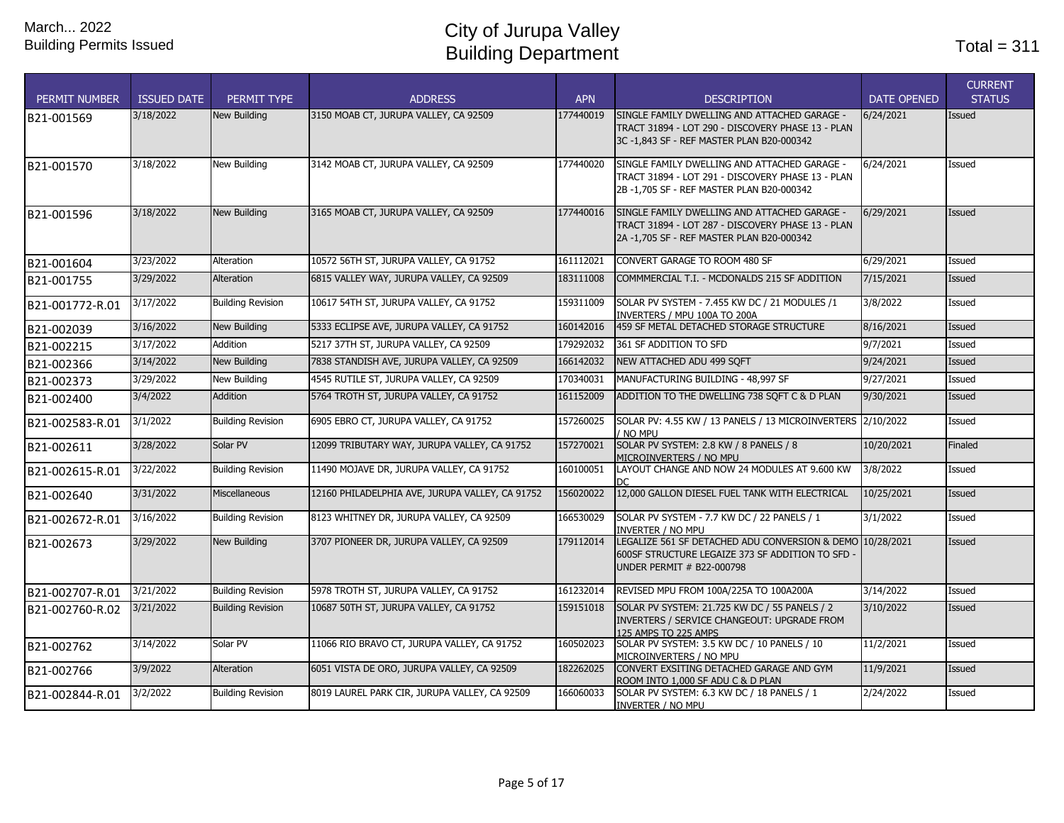March... 2022
Building Permits Issued

# City of Jurupa Valley
## Building Department

Total = 311

| PERMIT NUMBER | ISSUED DATE | PERMIT TYPE | ADDRESS | APN | DESCRIPTION | DATE OPENED | CURRENT STATUS |
|---|---|---|---|---|---|---|---|
| B21-001569 | 3/18/2022 | New Building | 3150 MOAB CT, JURUPA VALLEY, CA 92509 | 177440019 | SINGLE FAMILY DWELLING AND ATTACHED GARAGE - TRACT 31894 - LOT 290 - DISCOVERY PHASE 13 - PLAN 3C -1,843 SF - REF MASTER PLAN B20-000342 | 6/24/2021 | Issued |
| B21-001570 | 3/18/2022 | New Building | 3142 MOAB CT, JURUPA VALLEY, CA 92509 | 177440020 | SINGLE FAMILY DWELLING AND ATTACHED GARAGE - TRACT 31894 - LOT 291 - DISCOVERY PHASE 13 - PLAN 2B -1,705 SF - REF MASTER PLAN B20-000342 | 6/24/2021 | Issued |
| B21-001596 | 3/18/2022 | New Building | 3165 MOAB CT, JURUPA VALLEY, CA 92509 | 177440016 | SINGLE FAMILY DWELLING AND ATTACHED GARAGE - TRACT 31894 - LOT 287 - DISCOVERY PHASE 13 - PLAN 2A -1,705 SF - REF MASTER PLAN B20-000342 | 6/29/2021 | Issued |
| B21-001604 | 3/23/2022 | Alteration | 10572 56TH ST, JURUPA VALLEY, CA 91752 | 161112021 | CONVERT GARAGE TO ROOM 480 SF | 6/29/2021 | Issued |
| B21-001755 | 3/29/2022 | Alteration | 6815 VALLEY WAY, JURUPA VALLEY, CA 92509 | 183111008 | COMMMERCIAL T.I. - MCDONALDS 215 SF ADDITION | 7/15/2021 | Issued |
| B21-001772-R.01 | 3/17/2022 | Building Revision | 10617 54TH ST, JURUPA VALLEY, CA 91752 | 159311009 | SOLAR PV SYSTEM - 7.455 KW DC / 21 MODULES /1 INVERTERS / MPU 100A TO 200A | 3/8/2022 | Issued |
| B21-002039 | 3/16/2022 | New Building | 5333 ECLIPSE AVE, JURUPA VALLEY, CA 91752 | 160142016 | 459 SF METAL DETACHED STORAGE STRUCTURE | 8/16/2021 | Issued |
| B21-002215 | 3/17/2022 | Addition | 5217 37TH ST, JURUPA VALLEY, CA 92509 | 179292032 | 361 SF ADDITION TO SFD | 9/7/2021 | Issued |
| B21-002366 | 3/14/2022 | New Building | 7838 STANDISH AVE, JURUPA VALLEY, CA 92509 | 166142032 | NEW ATTACHED ADU 499 SQFT | 9/24/2021 | Issued |
| B21-002373 | 3/29/2022 | New Building | 4545 RUTILE ST, JURUPA VALLEY, CA 92509 | 170340031 | MANUFACTURING BUILDING - 48,997 SF | 9/27/2021 | Issued |
| B21-002400 | 3/4/2022 | Addition | 5764 TROTH ST, JURUPA VALLEY, CA 91752 | 161152009 | ADDITION TO THE DWELLING 738 SQFT C & D PLAN | 9/30/2021 | Issued |
| B21-002583-R.01 | 3/1/2022 | Building Revision | 6905 EBRO CT, JURUPA VALLEY, CA 91752 | 157260025 | SOLAR PV: 4.55 KW / 13 PANELS / 13 MICROINVERTERS / NO MPU | 2/10/2022 | Issued |
| B21-002611 | 3/28/2022 | Solar PV | 12099 TRIBUTARY WAY, JURUPA VALLEY, CA 91752 | 157270021 | SOLAR PV SYSTEM: 2.8 KW / 8 PANELS / 8 MICROINVERTERS / NO MPU | 10/20/2021 | Finaled |
| B21-002615-R.01 | 3/22/2022 | Building Revision | 11490 MOJAVE DR, JURUPA VALLEY, CA 91752 | 160100051 | LAYOUT CHANGE AND NOW 24 MODULES AT 9.600 KW DC | 3/8/2022 | Issued |
| B21-002640 | 3/31/2022 | Miscellaneous | 12160 PHILADELPHIA AVE, JURUPA VALLEY, CA 91752 | 156020022 | 12,000 GALLON DIESEL FUEL TANK WITH ELECTRICAL | 10/25/2021 | Issued |
| B21-002672-R.01 | 3/16/2022 | Building Revision | 8123 WHITNEY DR, JURUPA VALLEY, CA 92509 | 166530029 | SOLAR PV SYSTEM - 7.7 KW DC / 22 PANELS / 1 INVERTER / NO MPU | 3/1/2022 | Issued |
| B21-002673 | 3/29/2022 | New Building | 3707 PIONEER DR, JURUPA VALLEY, CA 92509 | 179112014 | LEGALIZE 561 SF DETACHED ADU CONVERSION & DEMO 600SF STRUCTURE LEGAIZE 373 SF ADDITION TO SFD - UNDER PERMIT # B22-000798 | 10/28/2021 | Issued |
| B21-002707-R.01 | 3/21/2022 | Building Revision | 5978 TROTH ST, JURUPA VALLEY, CA 91752 | 161232014 | REVISED MPU FROM 100A/225A TO 100A200A | 3/14/2022 | Issued |
| B21-002760-R.02 | 3/21/2022 | Building Revision | 10687 50TH ST, JURUPA VALLEY, CA 91752 | 159151018 | SOLAR PV SYSTEM: 21.725 KW DC / 55 PANELS / 2 INVERTERS / SERVICE CHANGEOUT: UPGRADE FROM 125 AMPS TO 225 AMPS | 3/10/2022 | Issued |
| B21-002762 | 3/14/2022 | Solar PV | 11066 RIO BRAVO CT, JURUPA VALLEY, CA 91752 | 160502023 | SOLAR PV SYSTEM: 3.5 KW DC / 10 PANELS / 10 MICROINVERTERS / NO MPU | 11/2/2021 | Issued |
| B21-002766 | 3/9/2022 | Alteration | 6051 VISTA DE ORO, JURUPA VALLEY, CA 92509 | 182262025 | CONVERT EXSITING DETACHED GARAGE AND GYM ROOM INTO 1,000 SF ADU C & D PLAN | 11/9/2021 | Issued |
| B21-002844-R.01 | 3/2/2022 | Building Revision | 8019 LAUREL PARK CIR, JURUPA VALLEY, CA 92509 | 166060033 | SOLAR PV SYSTEM: 6.3 KW DC / 18 PANELS / 1 INVERTER / NO MPU | 2/24/2022 | Issued |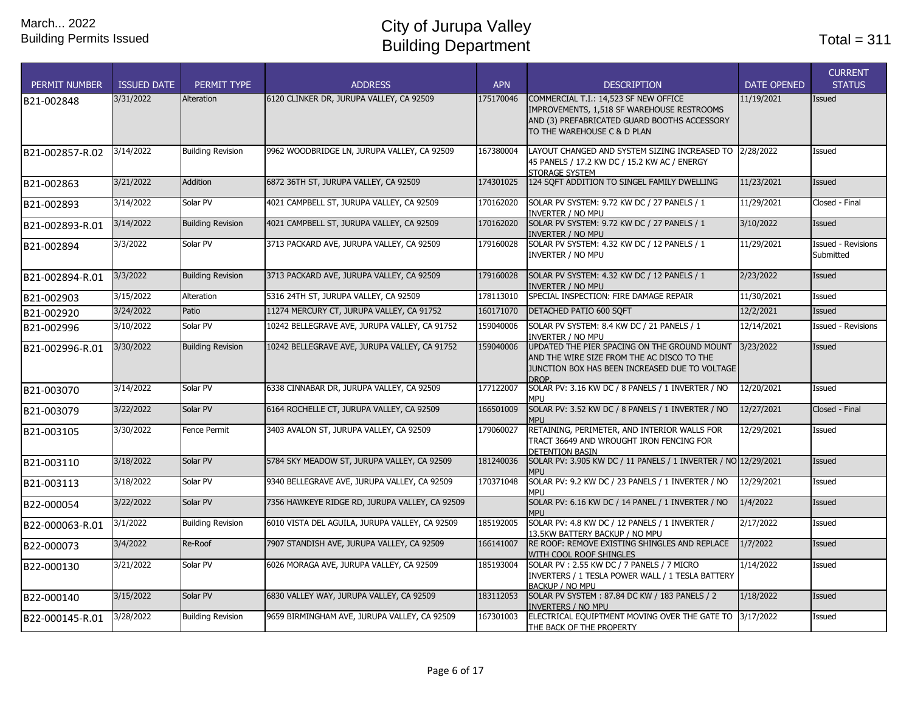March... 2022
Building Permits Issued

# City of Jurupa Valley
# Building Department

Total = 311

| PERMIT NUMBER | ISSUED DATE | PERMIT TYPE | ADDRESS | APN | DESCRIPTION | DATE OPENED | CURRENT STATUS |
|---|---|---|---|---|---|---|---|
| B21-002848 | 3/31/2022 | Alteration | 6120 CLINKER DR, JURUPA VALLEY, CA 92509 | 175170046 | COMMERCIAL T.I.: 14,523 SF NEW OFFICE IMPROVEMENTS, 1,518 SF WAREHOUSE RESTROOMS AND (3) PREFABRICATED GUARD BOOTHS ACCESSORY TO THE WAREHOUSE C & D PLAN | 11/19/2021 | Issued |
| B21-002857-R.02 | 3/14/2022 | Building Revision | 9962 WOODBRIDGE LN, JURUPA VALLEY, CA 92509 | 167380004 | LAYOUT CHANGED AND SYSTEM SIZING INCREASED TO 45 PANELS / 17.2 KW DC / 15.2 KW AC / ENERGY STORAGE SYSTEM | 2/28/2022 | Issued |
| B21-002863 | 3/21/2022 | Addition | 6872 36TH ST, JURUPA VALLEY, CA 92509 | 174301025 | 124 SQFT ADDITION TO SINGEL FAMILY DWELLING | 11/23/2021 | Issued |
| B21-002893 | 3/14/2022 | Solar PV | 4021 CAMPBELL ST, JURUPA VALLEY, CA 92509 | 170162020 | SOLAR PV SYSTEM: 9.72 KW DC / 27 PANELS / 1 INVERTER / NO MPU | 11/29/2021 | Closed - Final |
| B21-002893-R.01 | 3/14/2022 | Building Revision | 4021 CAMPBELL ST, JURUPA VALLEY, CA 92509 | 170162020 | SOLAR PV SYSTEM: 9.72 KW DC / 27 PANELS / 1 INVERTER / NO MPU | 3/10/2022 | Issued |
| B21-002894 | 3/3/2022 | Solar PV | 3713 PACKARD AVE, JURUPA VALLEY, CA 92509 | 179160028 | SOLAR PV SYSTEM: 4.32 KW DC / 12 PANELS / 1 INVERTER / NO MPU | 11/29/2021 | Issued - Revisions Submitted |
| B21-002894-R.01 | 3/3/2022 | Building Revision | 3713 PACKARD AVE, JURUPA VALLEY, CA 92509 | 179160028 | SOLAR PV SYSTEM: 4.32 KW DC / 12 PANELS / 1 INVERTER / NO MPU | 2/23/2022 | Issued |
| B21-002903 | 3/15/2022 | Alteration | 5316 24TH ST, JURUPA VALLEY, CA 92509 | 178113010 | SPECIAL INSPECTION: FIRE DAMAGE REPAIR | 11/30/2021 | Issued |
| B21-002920 | 3/24/2022 | Patio | 11274 MERCURY CT, JURUPA VALLEY, CA 91752 | 160171070 | DETACHED PATIO 600 SQFT | 12/2/2021 | Issued |
| B21-002996 | 3/10/2022 | Solar PV | 10242 BELLEGRAVE AVE, JURUPA VALLEY, CA 91752 | 159040006 | SOLAR PV SYSTEM: 8.4 KW DC / 21 PANELS / 1 INVERTER / NO MPU | 12/14/2021 | Issued - Revisions |
| B21-002996-R.01 | 3/30/2022 | Building Revision | 10242 BELLEGRAVE AVE, JURUPA VALLEY, CA 91752 | 159040006 | UPDATED THE PIER SPACING ON THE GROUND MOUNT AND THE WIRE SIZE FROM THE AC DISCO TO THE JUNCTION BOX HAS BEEN INCREASED DUE TO VOLTAGE DROP. | 3/23/2022 | Issued |
| B21-003070 | 3/14/2022 | Solar PV | 6338 CINNABAR DR, JURUPA VALLEY, CA 92509 | 177122007 | SOLAR PV: 3.16 KW DC / 8 PANELS / 1 INVERTER / NO MPU | 12/20/2021 | Issued |
| B21-003079 | 3/22/2022 | Solar PV | 6164 ROCHELLE CT, JURUPA VALLEY, CA 92509 | 166501009 | SOLAR PV: 3.52 KW DC / 8 PANELS / 1 INVERTER / NO MPU | 12/27/2021 | Closed - Final |
| B21-003105 | 3/30/2022 | Fence Permit | 3403 AVALON ST, JURUPA VALLEY, CA 92509 | 179060027 | RETAINING, PERIMETER, AND INTERIOR WALLS FOR TRACT 36649 AND WROUGHT IRON FENCING FOR DETENTION BASIN | 12/29/2021 | Issued |
| B21-003110 | 3/18/2022 | Solar PV | 5784 SKY MEADOW ST, JURUPA VALLEY, CA 92509 | 181240036 | SOLAR PV: 3.905 KW DC / 11 PANELS / 1 INVERTER / NO MPU | 12/29/2021 | Issued |
| B21-003113 | 3/18/2022 | Solar PV | 9340 BELLEGRAVE AVE, JURUPA VALLEY, CA 92509 | 170371048 | SOLAR PV: 9.2 KW DC / 23 PANELS / 1 INVERTER / NO MPU | 12/29/2021 | Issued |
| B22-000054 | 3/22/2022 | Solar PV | 7356 HAWKEYE RIDGE RD, JURUPA VALLEY, CA 92509 | | SOLAR PV: 6.16 KW DC / 14 PANEL / 1 INVERTER / NO MPU | 1/4/2022 | Issued |
| B22-000063-R.01 | 3/1/2022 | Building Revision | 6010 VISTA DEL AGUILA, JURUPA VALLEY, CA 92509 | 185192005 | SOLAR PV: 4.8 KW DC / 12 PANELS / 1 INVERTER / 13.5KW BATTERY BACKUP / NO MPU | 2/17/2022 | Issued |
| B22-000073 | 3/4/2022 | Re-Roof | 7907 STANDISH AVE, JURUPA VALLEY, CA 92509 | 166141007 | RE ROOF: REMOVE EXISTING SHINGLES AND REPLACE WITH COOL ROOF SHINGLES | 1/7/2022 | Issued |
| B22-000130 | 3/21/2022 | Solar PV | 6026 MORAGA AVE, JURUPA VALLEY, CA 92509 | 185193004 | SOLAR PV : 2.55 KW DC / 7 PANELS / 7 MICRO INVERTERS / 1 TESLA POWER WALL / 1 TESLA BATTERY BACKUP / NO MPU | 1/14/2022 | Issued |
| B22-000140 | 3/15/2022 | Solar PV | 6830 VALLEY WAY, JURUPA VALLEY, CA 92509 | 183112053 | SOLAR PV SYSTEM : 87.84 DC KW / 183 PANELS / 2 INVERTERS / NO MPU | 1/18/2022 | Issued |
| B22-000145-R.01 | 3/28/2022 | Building Revision | 9659 BIRMINGHAM AVE, JURUPA VALLEY, CA 92509 | 167301003 | ELECTRICAL EQUIPTMENT MOVING OVER THE GATE TO THE BACK OF THE PROPERTY | 3/17/2022 | Issued |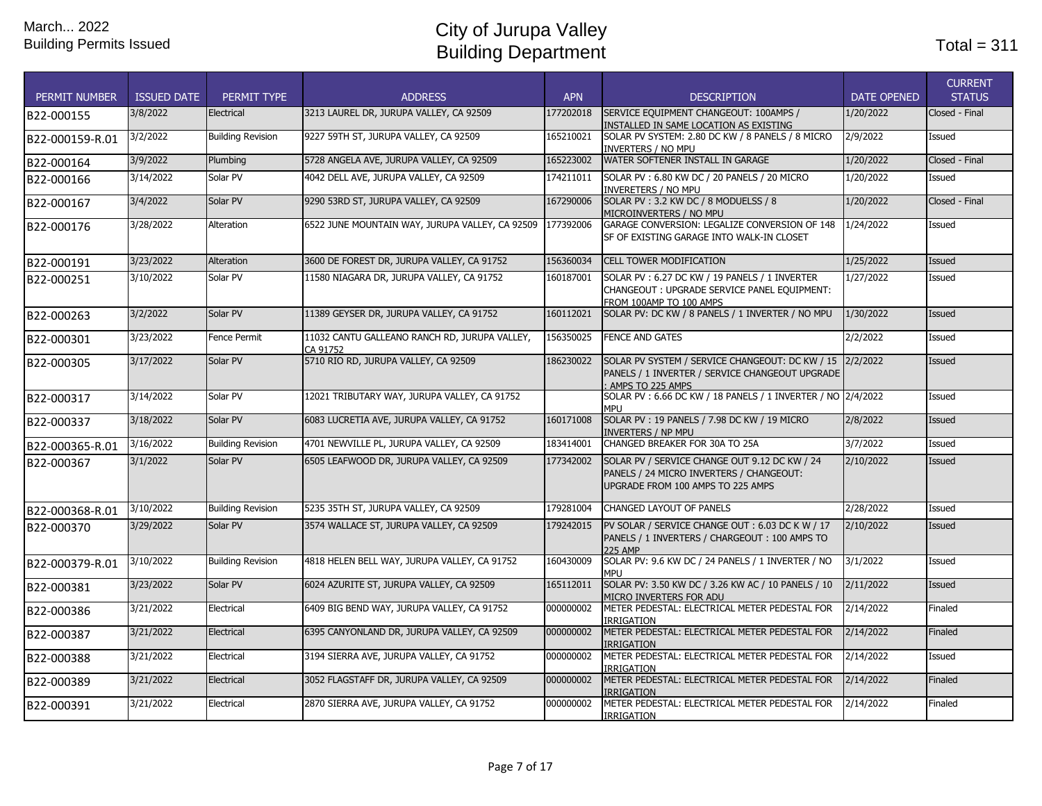March... 2022
Building Permits Issued

# City of Jurupa Valley
# Building Department

Total = 311

| PERMIT NUMBER | ISSUED DATE | PERMIT TYPE | ADDRESS | APN | DESCRIPTION | DATE OPENED | CURRENT STATUS |
|---|---|---|---|---|---|---|---|
| B22-000155 | 3/8/2022 | Electrical | 3213 LAUREL DR, JURUPA VALLEY, CA 92509 | 177202018 | SERVICE EQUIPMENT CHANGEOUT: 100AMPS / INSTALLED IN SAME LOCATION AS EXISTING | 1/20/2022 | Closed - Final |
| B22-000159-R.01 | 3/2/2022 | Building Revision | 9227 59TH ST, JURUPA VALLEY, CA 92509 | 165210021 | SOLAR PV SYSTEM: 2.80 DC KW / 8 PANELS / 8 MICRO INVERTERS / NO MPU | 2/9/2022 | Issued |
| B22-000164 | 3/9/2022 | Plumbing | 5728 ANGELA AVE, JURUPA VALLEY, CA 92509 | 165223002 | WATER SOFTENER INSTALL IN GARAGE | 1/20/2022 | Closed - Final |
| B22-000166 | 3/14/2022 | Solar PV | 4042 DELL AVE, JURUPA VALLEY, CA 92509 | 174211011 | SOLAR PV : 6.80 KW DC / 20 PANELS / 20 MICRO INVERETERS / NO MPU | 1/20/2022 | Issued |
| B22-000167 | 3/4/2022 | Solar PV | 9290 53RD ST, JURUPA VALLEY, CA 92509 | 167290006 | SOLAR PV : 3.2 KW DC / 8 MODUELSS / 8 MICROINVERTERS / NO MPU | 1/20/2022 | Closed - Final |
| B22-000176 | 3/28/2022 | Alteration | 6522 JUNE MOUNTAIN WAY, JURUPA VALLEY, CA 92509 | 177392006 | GARAGE CONVERSION: LEGALIZE CONVERSION OF 148 SF OF EXISTING GARAGE INTO WALK-IN CLOSET | 1/24/2022 | Issued |
| B22-000191 | 3/23/2022 | Alteration | 3600 DE FOREST DR, JURUPA VALLEY, CA 91752 | 156360034 | CELL TOWER MODIFICATION | 1/25/2022 | Issued |
| B22-000251 | 3/10/2022 | Solar PV | 11580 NIAGARA DR, JURUPA VALLEY, CA 91752 | 160187001 | SOLAR PV : 6.27 DC KW / 19 PANELS / 1 INVERTER CHANGEOUT : UPGRADE SERVICE PANEL EQUIPMENT: FROM 100AMP TO 100 AMPS | 1/27/2022 | Issued |
| B22-000263 | 3/2/2022 | Solar PV | 11389 GEYSER DR, JURUPA VALLEY, CA 91752 | 160112021 | SOLAR PV: DC KW / 8 PANELS / 1 INVERTER / NO MPU | 1/30/2022 | Issued |
| B22-000301 | 3/23/2022 | Fence Permit | 11032 CANTU GALLEANO RANCH RD, JURUPA VALLEY, CA 91752 | 156350025 | FENCE AND GATES | 2/2/2022 | Issued |
| B22-000305 | 3/17/2022 | Solar PV | 5710 RIO RD, JURUPA VALLEY, CA 92509 | 186230022 | SOLAR PV SYSTEM / SERVICE CHANGEOUT: DC KW / 15 PANELS / 1 INVERTER / SERVICE CHANGEOUT UPGRADE : AMPS TO 225 AMPS | 2/2/2022 | Issued |
| B22-000317 | 3/14/2022 | Solar PV | 12021 TRIBUTARY WAY, JURUPA VALLEY, CA 91752 | | SOLAR PV : 6.66 DC KW / 18 PANELS / 1 INVERTER / NO MPU | 2/4/2022 | Issued |
| B22-000337 | 3/18/2022 | Solar PV | 6083 LUCRETIA AVE, JURUPA VALLEY, CA 91752 | 160171008 | SOLAR PV : 19 PANELS / 7.98 DC KW / 19 MICRO INVERTERS / NP MPU | 2/8/2022 | Issued |
| B22-000365-R.01 | 3/16/2022 | Building Revision | 4701 NEWVILLE PL, JURUPA VALLEY, CA 92509 | 183414001 | CHANGED BREAKER FOR 30A TO 25A | 3/7/2022 | Issued |
| B22-000367 | 3/1/2022 | Solar PV | 6505 LEAFWOOD DR, JURUPA VALLEY, CA 92509 | 177342002 | SOLAR PV / SERVICE CHANGE OUT 9.12 DC KW / 24 PANELS / 24 MICRO INVERTERS / CHANGEOUT: UPGRADE FROM 100 AMPS TO 225 AMPS | 2/10/2022 | Issued |
| B22-000368-R.01 | 3/10/2022 | Building Revision | 5235 35TH ST, JURUPA VALLEY, CA 92509 | 179281004 | CHANGED LAYOUT OF PANELS | 2/28/2022 | Issued |
| B22-000370 | 3/29/2022 | Solar PV | 3574 WALLACE ST, JURUPA VALLEY, CA 92509 | 179242015 | PV SOLAR / SERVICE CHANGE OUT : 6.03 DC K W / 17 PANELS / 1 INVERTERS / CHARGEOUT : 100 AMPS TO 225 AMP | 2/10/2022 | Issued |
| B22-000379-R.01 | 3/10/2022 | Building Revision | 4818 HELEN BELL WAY, JURUPA VALLEY, CA 91752 | 160430009 | SOLAR PV: 9.6 KW DC / 24 PANELS / 1 INVERTER / NO MPU | 3/1/2022 | Issued |
| B22-000381 | 3/23/2022 | Solar PV | 6024 AZURITE ST, JURUPA VALLEY, CA 92509 | 165112011 | SOLAR PV: 3.50 KW DC / 3.26 KW AC / 10 PANELS / 10 MICRO INVERTERS FOR ADU | 2/11/2022 | Issued |
| B22-000386 | 3/21/2022 | Electrical | 6409 BIG BEND WAY, JURUPA VALLEY, CA 91752 | 000000002 | METER PEDESTAL: ELECTRICAL METER PEDESTAL FOR IRRIGATION | 2/14/2022 | Finaled |
| B22-000387 | 3/21/2022 | Electrical | 6395 CANYONLAND DR, JURUPA VALLEY, CA 92509 | 000000002 | METER PEDESTAL: ELECTRICAL METER PEDESTAL FOR IRRIGATION | 2/14/2022 | Finaled |
| B22-000388 | 3/21/2022 | Electrical | 3194 SIERRA AVE, JURUPA VALLEY, CA 91752 | 000000002 | METER PEDESTAL: ELECTRICAL METER PEDESTAL FOR IRRIGATION | 2/14/2022 | Issued |
| B22-000389 | 3/21/2022 | Electrical | 3052 FLAGSTAFF DR, JURUPA VALLEY, CA 92509 | 000000002 | METER PEDESTAL: ELECTRICAL METER PEDESTAL FOR IRRIGATION | 2/14/2022 | Finaled |
| B22-000391 | 3/21/2022 | Electrical | 2870 SIERRA AVE, JURUPA VALLEY, CA 91752 | 000000002 | METER PEDESTAL: ELECTRICAL METER PEDESTAL FOR IRRIGATION | 2/14/2022 | Finaled |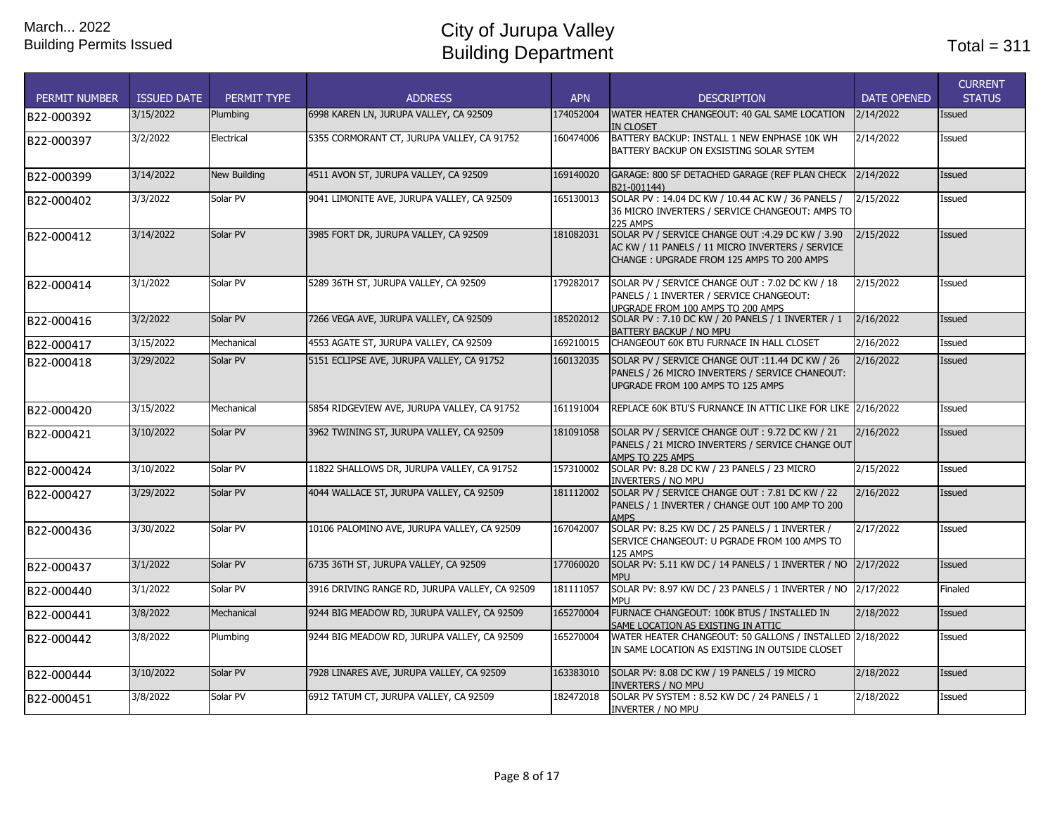March... 2022
Building Permits Issued

# City of Jurupa Valley
# Building Department

Total = 311

| PERMIT NUMBER | ISSUED DATE | PERMIT TYPE | ADDRESS | APN | DESCRIPTION | DATE OPENED | CURRENT STATUS |
|---|---|---|---|---|---|---|---|
| B22-000392 | 3/15/2022 | Plumbing | 6998 KAREN LN, JURUPA VALLEY, CA 92509 | 174052004 | WATER HEATER CHANGEOUT: 40 GAL SAME LOCATION IN CLOSET | 2/14/2022 | Issued |
| B22-000397 | 3/2/2022 | Electrical | 5355 CORMORANT CT, JURUPA VALLEY, CA 91752 | 160474006 | BATTERY BACKUP: INSTALL 1 NEW ENPHASE 10K WH BATTERY BACKUP ON EXSISTING SOLAR SYTEM | 2/14/2022 | Issued |
| B22-000399 | 3/14/2022 | New Building | 4511 AVON ST, JURUPA VALLEY, CA 92509 | 169140020 | GARAGE: 800 SF DETACHED GARAGE (REF PLAN CHECK B21-001144) | 2/14/2022 | Issued |
| B22-000402 | 3/3/2022 | Solar PV | 9041 LIMONITE AVE, JURUPA VALLEY, CA 92509 | 165130013 | SOLAR PV : 14.04 DC KW / 10.44 AC KW / 36 PANELS / 36 MICRO INVERTERS / SERVICE CHANGEOUT: AMPS TO 225 AMPS | 2/15/2022 | Issued |
| B22-000412 | 3/14/2022 | Solar PV | 3985 FORT DR, JURUPA VALLEY, CA 92509 | 181082031 | SOLAR PV / SERVICE CHANGE OUT :4.29 DC KW / 3.90 AC KW / 11 PANELS / 11 MICRO INVERTERS / SERVICE CHANGE : UPGRADE FROM 125 AMPS TO 200 AMPS | 2/15/2022 | Issued |
| B22-000414 | 3/1/2022 | Solar PV | 5289 36TH ST, JURUPA VALLEY, CA 92509 | 179282017 | SOLAR PV / SERVICE CHANGE OUT : 7.02 DC KW / 18 PANELS / 1 INVERTER / SERVICE CHANGEOUT: UPGRADE FROM 100 AMPS TO 200 AMPS | 2/15/2022 | Issued |
| B22-000416 | 3/2/2022 | Solar PV | 7266 VEGA AVE, JURUPA VALLEY, CA 92509 | 185202012 | SOLAR PV : 7.10 DC KW / 20 PANELS / 1 INVERTER / 1 BATTERY BACKUP / NO MPU | 2/16/2022 | Issued |
| B22-000417 | 3/15/2022 | Mechanical | 4553 AGATE ST, JURUPA VALLEY, CA 92509 | 169210015 | CHANGEOUT 60K BTU FURNACE IN HALL CLOSET | 2/16/2022 | Issued |
| B22-000418 | 3/29/2022 | Solar PV | 5151 ECLIPSE AVE, JURUPA VALLEY, CA 91752 | 160132035 | SOLAR PV / SERVICE CHANGE OUT :11.44 DC KW / 26 PANELS / 26 MICRO INVERTERS / SERVICE CHANEOUT: UPGRADE FROM 100 AMPS TO 125 AMPS | 2/16/2022 | Issued |
| B22-000420 | 3/15/2022 | Mechanical | 5854 RIDGEVIEW AVE, JURUPA VALLEY, CA 91752 | 161191004 | REPLACE 60K BTU'S FURNANCE IN ATTIC LIKE FOR LIKE | 2/16/2022 | Issued |
| B22-000421 | 3/10/2022 | Solar PV | 3962 TWINING ST, JURUPA VALLEY, CA 92509 | 181091058 | SOLAR PV / SERVICE CHANGE OUT : 9.72 DC KW / 21 PANELS / 21 MICRO INVERTERS / SERVICE CHANGE OUT AMPS TO 225 AMPS | 2/16/2022 | Issued |
| B22-000424 | 3/10/2022 | Solar PV | 11822 SHALLOWS DR, JURUPA VALLEY, CA 91752 | 157310002 | SOLAR PV: 8.28 DC KW / 23 PANELS / 23 MICRO INVERTERS / NO MPU | 2/15/2022 | Issued |
| B22-000427 | 3/29/2022 | Solar PV | 4044 WALLACE ST, JURUPA VALLEY, CA 92509 | 181112002 | SOLAR PV / SERVICE CHANGE OUT : 7.81 DC KW / 22 PANELS / 1 INVERTER / CHANGE OUT 100 AMP TO 200 AMPS | 2/16/2022 | Issued |
| B22-000436 | 3/30/2022 | Solar PV | 10106 PALOMINO AVE, JURUPA VALLEY, CA 92509 | 167042007 | SOLAR PV: 8.25 KW DC / 25 PANELS / 1 INVERTER / SERVICE CHANGEOUT: U PGRADE FROM 100 AMPS TO 125 AMPS | 2/17/2022 | Issued |
| B22-000437 | 3/1/2022 | Solar PV | 6735 36TH ST, JURUPA VALLEY, CA 92509 | 177060020 | SOLAR PV: 5.11 KW DC / 14 PANELS / 1 INVERTER / NO MPU | 2/17/2022 | Issued |
| B22-000440 | 3/1/2022 | Solar PV | 3916 DRIVING RANGE RD, JURUPA VALLEY, CA 92509 | 181111057 | SOLAR PV: 8.97 KW DC / 23 PANELS / 1 INVERTER / NO MPU | 2/17/2022 | Finaled |
| B22-000441 | 3/8/2022 | Mechanical | 9244 BIG MEADOW RD, JURUPA VALLEY, CA 92509 | 165270004 | FURNACE CHANGEOUT: 100K BTUS / INSTALLED IN SAME LOCATION AS EXISTING IN ATTIC | 2/18/2022 | Issued |
| B22-000442 | 3/8/2022 | Plumbing | 9244 BIG MEADOW RD, JURUPA VALLEY, CA 92509 | 165270004 | WATER HEATER CHANGEOUT: 50 GALLONS / INSTALLED IN SAME LOCATION AS EXISTING IN OUTSIDE CLOSET | 2/18/2022 | Issued |
| B22-000444 | 3/10/2022 | Solar PV | 7928 LINARES AVE, JURUPA VALLEY, CA 92509 | 163383010 | SOLAR PV: 8.08 DC KW / 19 PANELS / 19 MICRO INVERTERS / NO MPU | 2/18/2022 | Issued |
| B22-000451 | 3/8/2022 | Solar PV | 6912 TATUM CT, JURUPA VALLEY, CA 92509 | 182472018 | SOLAR PV SYSTEM : 8.52 KW DC / 24 PANELS / 1 INVERTER / NO MPU | 2/18/2022 | Issued |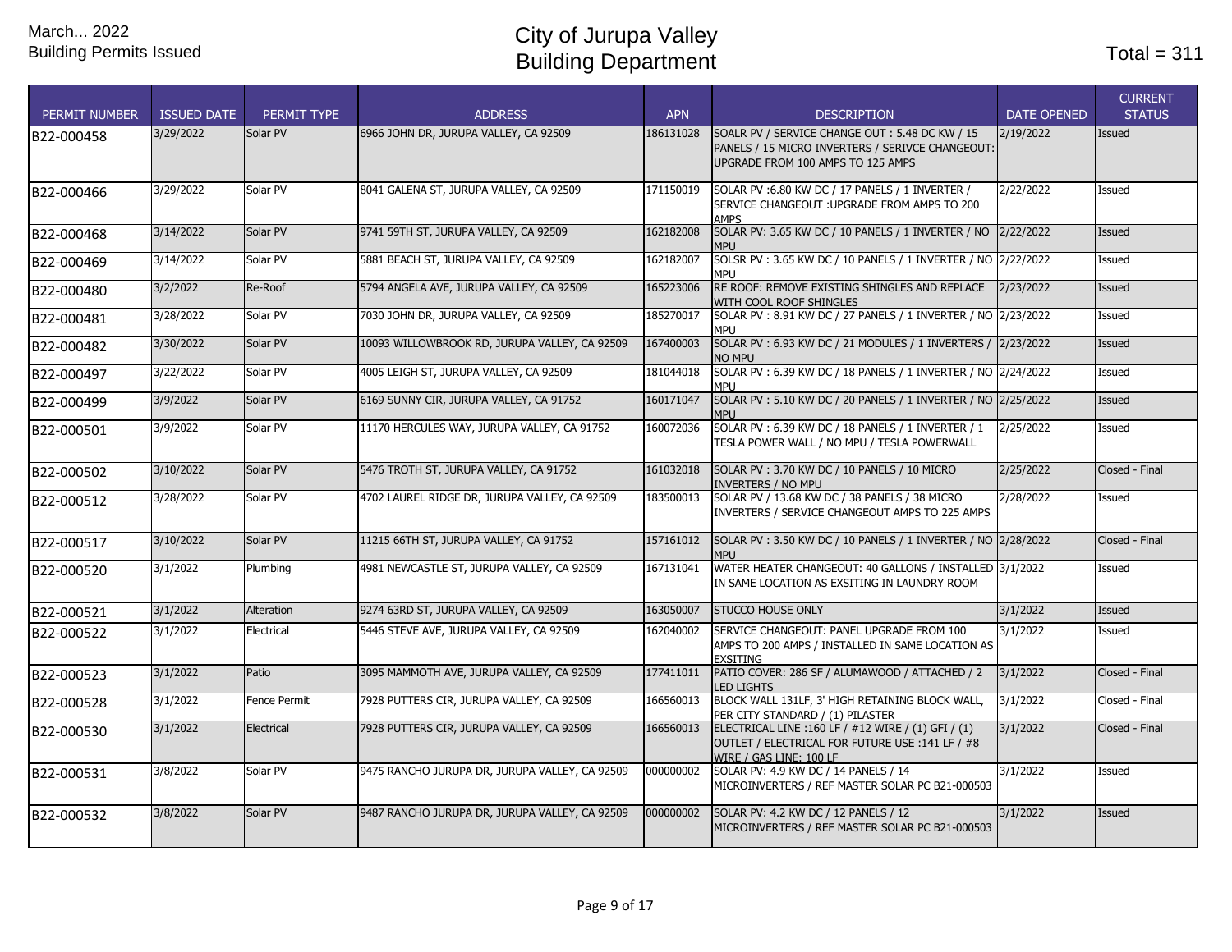March... 2022
Building Permits Issued

# City of Jurupa Valley
# Building Department

Total = 311

| PERMIT NUMBER | ISSUED DATE | PERMIT TYPE | ADDRESS | APN | DESCRIPTION | DATE OPENED | CURRENT STATUS |
|---|---|---|---|---|---|---|---|
| B22-000458 | 3/29/2022 | Solar PV | 6966 JOHN DR, JURUPA VALLEY, CA 92509 | 186131028 | SOALR PV / SERVICE CHANGE OUT : 5.48 DC KW / 15 PANELS / 15 MICRO INVERTERS / SERIVCE CHANGEOUT: UPGRADE FROM 100 AMPS TO 125 AMPS | 2/19/2022 | Issued |
| B22-000466 | 3/29/2022 | Solar PV | 8041 GALENA ST, JURUPA VALLEY, CA 92509 | 171150019 | SOLAR PV :6.80 KW DC / 17 PANELS / 1 INVERTER / SERVICE CHANGEOUT :UPGRADE FROM AMPS TO 200 AMPS | 2/22/2022 | Issued |
| B22-000468 | 3/14/2022 | Solar PV | 9741 59TH ST, JURUPA VALLEY, CA 92509 | 162182008 | SOLAR PV: 3.65 KW DC / 10 PANELS / 1 INVERTER / NO MPU | 2/22/2022 | Issued |
| B22-000469 | 3/14/2022 | Solar PV | 5881 BEACH ST, JURUPA VALLEY, CA 92509 | 162182007 | SOLSR PV : 3.65 KW DC / 10 PANELS / 1 INVERTER / NO MPU | 2/22/2022 | Issued |
| B22-000480 | 3/2/2022 | Re-Roof | 5794 ANGELA AVE, JURUPA VALLEY, CA 92509 | 165223006 | RE ROOF: REMOVE EXISTING SHINGLES AND REPLACE WITH COOL ROOF SHINGLES | 2/23/2022 | Issued |
| B22-000481 | 3/28/2022 | Solar PV | 7030 JOHN DR, JURUPA VALLEY, CA 92509 | 185270017 | SOLAR PV : 8.91 KW DC / 27 PANELS / 1 INVERTER / NO MPU | 2/23/2022 | Issued |
| B22-000482 | 3/30/2022 | Solar PV | 10093 WILLOWBROOK RD, JURUPA VALLEY, CA 92509 | 167400003 | SOLAR PV : 6.93 KW DC / 21 MODULES / 1 INVERTERS / NO MPU | 2/23/2022 | Issued |
| B22-000497 | 3/22/2022 | Solar PV | 4005 LEIGH ST, JURUPA VALLEY, CA 92509 | 181044018 | SOLAR PV : 6.39 KW DC / 18 PANELS / 1 INVERTER / NO MPU | 2/24/2022 | Issued |
| B22-000499 | 3/9/2022 | Solar PV | 6169 SUNNY CIR, JURUPA VALLEY, CA 91752 | 160171047 | SOLAR PV : 5.10 KW DC / 20 PANELS / 1 INVERTER / NO MPU | 2/25/2022 | Issued |
| B22-000501 | 3/9/2022 | Solar PV | 11170 HERCULES WAY, JURUPA VALLEY, CA 91752 | 160072036 | SOLAR PV : 6.39 KW DC / 18 PANELS / 1 INVERTER / 1 TESLA POWER WALL / NO MPU / TESLA POWERWALL | 2/25/2022 | Issued |
| B22-000502 | 3/10/2022 | Solar PV | 5476 TROTH ST, JURUPA VALLEY, CA 91752 | 161032018 | SOLAR PV : 3.70 KW DC / 10 PANELS / 10 MICRO INVERTERS / NO MPU | 2/25/2022 | Closed - Final |
| B22-000512 | 3/28/2022 | Solar PV | 4702 LAUREL RIDGE DR, JURUPA VALLEY, CA 92509 | 183500013 | SOLAR PV / 13.68 KW DC / 38 PANELS / 38 MICRO INVERTERS / SERVICE CHANGEOUT AMPS TO 225 AMPS | 2/28/2022 | Issued |
| B22-000517 | 3/10/2022 | Solar PV | 11215 66TH ST, JURUPA VALLEY, CA 91752 | 157161012 | SOLAR PV : 3.50 KW DC / 10 PANELS / 1 INVERTER / NO MPU | 2/28/2022 | Closed - Final |
| B22-000520 | 3/1/2022 | Plumbing | 4981 NEWCASTLE ST, JURUPA VALLEY, CA 92509 | 167131041 | WATER HEATER CHANGEOUT: 40 GALLONS / INSTALLED IN SAME LOCATION AS EXSITING IN LAUNDRY ROOM | 3/1/2022 | Issued |
| B22-000521 | 3/1/2022 | Alteration | 9274 63RD ST, JURUPA VALLEY, CA 92509 | 163050007 | STUCCO HOUSE ONLY | 3/1/2022 | Issued |
| B22-000522 | 3/1/2022 | Electrical | 5446 STEVE AVE, JURUPA VALLEY, CA 92509 | 162040002 | SERVICE CHANGEOUT: PANEL UPGRADE FROM 100 AMPS TO 200 AMPS / INSTALLED IN SAME LOCATION AS EXSITING | 3/1/2022 | Issued |
| B22-000523 | 3/1/2022 | Patio | 3095 MAMMOTH AVE, JURUPA VALLEY, CA 92509 | 177411011 | PATIO COVER: 286 SF / ALUMAWOOD / ATTACHED / 2 LED LIGHTS | 3/1/2022 | Closed - Final |
| B22-000528 | 3/1/2022 | Fence Permit | 7928 PUTTERS CIR, JURUPA VALLEY, CA 92509 | 166560013 | BLOCK WALL 131LF, 3' HIGH RETAINING BLOCK WALL, PER CITY STANDARD / (1) PILASTER | 3/1/2022 | Closed - Final |
| B22-000530 | 3/1/2022 | Electrical | 7928 PUTTERS CIR, JURUPA VALLEY, CA 92509 | 166560013 | ELECTRICAL LINE :160 LF / #12 WIRE / (1) GFI / (1) OUTLET / ELECTRICAL FOR FUTURE USE :141 LF / #8 WIRE / GAS LINE: 100 LF | 3/1/2022 | Closed - Final |
| B22-000531 | 3/8/2022 | Solar PV | 9475 RANCHO JURUPA DR, JURUPA VALLEY, CA 92509 | 000000002 | SOLAR PV: 4.9 KW DC / 14 PANELS / 14 MICROINVERTERS / REF MASTER SOLAR PC B21-000503 | 3/1/2022 | Issued |
| B22-000532 | 3/8/2022 | Solar PV | 9487 RANCHO JURUPA DR, JURUPA VALLEY, CA 92509 | 000000002 | SOLAR PV: 4.2 KW DC / 12 PANELS / 12 MICROINVERTERS / REF MASTER SOLAR PC B21-000503 | 3/1/2022 | Issued |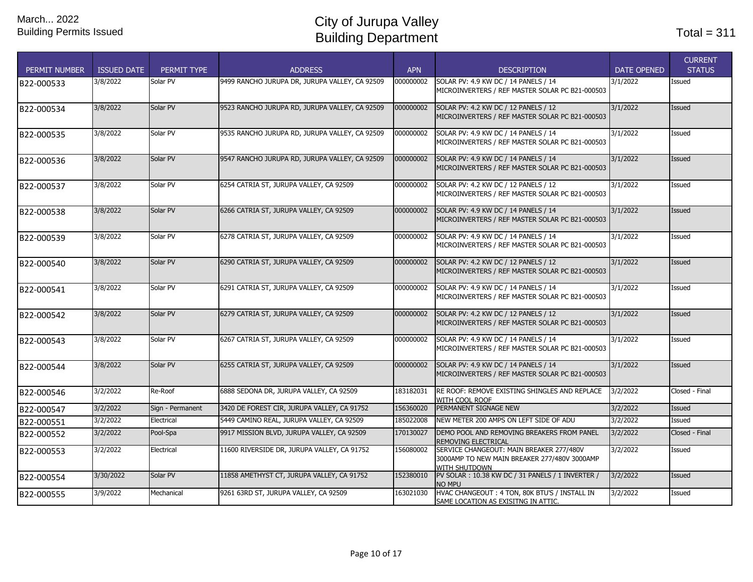March... 2022
Building Permits Issued

# City of Jurupa Valley
# Building Department

Total = 311

| PERMIT NUMBER | ISSUED DATE | PERMIT TYPE | ADDRESS | APN | DESCRIPTION | DATE OPENED | CURRENT STATUS |
|---|---|---|---|---|---|---|---|
| B22-000533 | 3/8/2022 | Solar PV | 9499 RANCHO JURUPA DR, JURUPA VALLEY, CA 92509 | 000000002 | SOLAR PV: 4.9 KW DC / 14 PANELS / 14 MICROINVERTERS / REF MASTER SOLAR PC B21-000503 | 3/1/2022 | Issued |
| B22-000534 | 3/8/2022 | Solar PV | 9523 RANCHO JURUPA RD, JURUPA VALLEY, CA 92509 | 000000002 | SOLAR PV: 4.2 KW DC / 12 PANELS / 12 MICROINVERTERS / REF MASTER SOLAR PC B21-000503 | 3/1/2022 | Issued |
| B22-000535 | 3/8/2022 | Solar PV | 9535 RANCHO JURUPA RD, JURUPA VALLEY, CA 92509 | 000000002 | SOLAR PV: 4.9 KW DC / 14 PANELS / 14 MICROINVERTERS / REF MASTER SOLAR PC B21-000503 | 3/1/2022 | Issued |
| B22-000536 | 3/8/2022 | Solar PV | 9547 RANCHO JURUPA RD, JURUPA VALLEY, CA 92509 | 000000002 | SOLAR PV: 4.9 KW DC / 14 PANELS / 14 MICROINVERTERS / REF MASTER SOLAR PC B21-000503 | 3/1/2022 | Issued |
| B22-000537 | 3/8/2022 | Solar PV | 6254 CATRIA ST, JURUPA VALLEY, CA 92509 | 000000002 | SOLAR PV: 4.2 KW DC / 12 PANELS / 12 MICROINVERTERS / REF MASTER SOLAR PC B21-000503 | 3/1/2022 | Issued |
| B22-000538 | 3/8/2022 | Solar PV | 6266 CATRIA ST, JURUPA VALLEY, CA 92509 | 000000002 | SOLAR PV: 4.9 KW DC / 14 PANELS / 14 MICROINVERTERS / REF MASTER SOLAR PC B21-000503 | 3/1/2022 | Issued |
| B22-000539 | 3/8/2022 | Solar PV | 6278 CATRIA ST, JURUPA VALLEY, CA 92509 | 000000002 | SOLAR PV: 4.9 KW DC / 14 PANELS / 14 MICROINVERTERS / REF MASTER SOLAR PC B21-000503 | 3/1/2022 | Issued |
| B22-000540 | 3/8/2022 | Solar PV | 6290 CATRIA ST, JURUPA VALLEY, CA 92509 | 000000002 | SOLAR PV: 4.2 KW DC / 12 PANELS / 12 MICROINVERTERS / REF MASTER SOLAR PC B21-000503 | 3/1/2022 | Issued |
| B22-000541 | 3/8/2022 | Solar PV | 6291 CATRIA ST, JURUPA VALLEY, CA 92509 | 000000002 | SOLAR PV: 4.9 KW DC / 14 PANELS / 14 MICROINVERTERS / REF MASTER SOLAR PC B21-000503 | 3/1/2022 | Issued |
| B22-000542 | 3/8/2022 | Solar PV | 6279 CATRIA ST, JURUPA VALLEY, CA 92509 | 000000002 | SOLAR PV: 4.2 KW DC / 12 PANELS / 12 MICROINVERTERS / REF MASTER SOLAR PC B21-000503 | 3/1/2022 | Issued |
| B22-000543 | 3/8/2022 | Solar PV | 6267 CATRIA ST, JURUPA VALLEY, CA 92509 | 000000002 | SOLAR PV: 4.9 KW DC / 14 PANELS / 14 MICROINVERTERS / REF MASTER SOLAR PC B21-000503 | 3/1/2022 | Issued |
| B22-000544 | 3/8/2022 | Solar PV | 6255 CATRIA ST, JURUPA VALLEY, CA 92509 | 000000002 | SOLAR PV: 4.9 KW DC / 14 PANELS / 14 MICROINVERTERS / REF MASTER SOLAR PC B21-000503 | 3/1/2022 | Issued |
| B22-000546 | 3/2/2022 | Re-Roof | 6888 SEDONA DR, JURUPA VALLEY, CA 92509 | 183182031 | RE ROOF: REMOVE EXISTING SHINGLES AND REPLACE WITH COOL ROOF | 3/2/2022 | Closed - Final |
| B22-000547 | 3/2/2022 | Sign - Permanent | 3420 DE FOREST CIR, JURUPA VALLEY, CA 91752 | 156360020 | PERMANENT SIGNAGE NEW | 3/2/2022 | Issued |
| B22-000551 | 3/2/2022 | Electrical | 5449 CAMINO REAL, JURUPA VALLEY, CA 92509 | 185022008 | NEW METER 200 AMPS ON LEFT SIDE OF ADU | 3/2/2022 | Issued |
| B22-000552 | 3/2/2022 | Pool-Spa | 9917 MISSION BLVD, JURUPA VALLEY, CA 92509 | 170130027 | DEMO POOL AND REMOVING BREAKERS FROM PANEL REMOVING ELECTRICAL | 3/2/2022 | Closed - Final |
| B22-000553 | 3/2/2022 | Electrical | 11600 RIVERSIDE DR, JURUPA VALLEY, CA 91752 | 156080002 | SERVICE CHANGEOUT: MAIN BREAKER 277/480V 3000AMP TO NEW MAIN BREAKER 277/480V 3000AMP WITH SHUTDOWN | 3/2/2022 | Issued |
| B22-000554 | 3/30/2022 | Solar PV | 11858 AMETHYST CT, JURUPA VALLEY, CA 91752 | 152380010 | PV SOLAR : 10.38 KW DC / 31 PANELS / 1 INVERTER / NO MPU | 3/2/2022 | Issued |
| B22-000555 | 3/9/2022 | Mechanical | 9261 63RD ST, JURUPA VALLEY, CA 92509 | 163021030 | HVAC CHANGEOUT : 4 TON, 80K BTU'S / INSTALL IN SAME LOCATION AS EXISITNG IN ATTIC. | 3/2/2022 | Issued |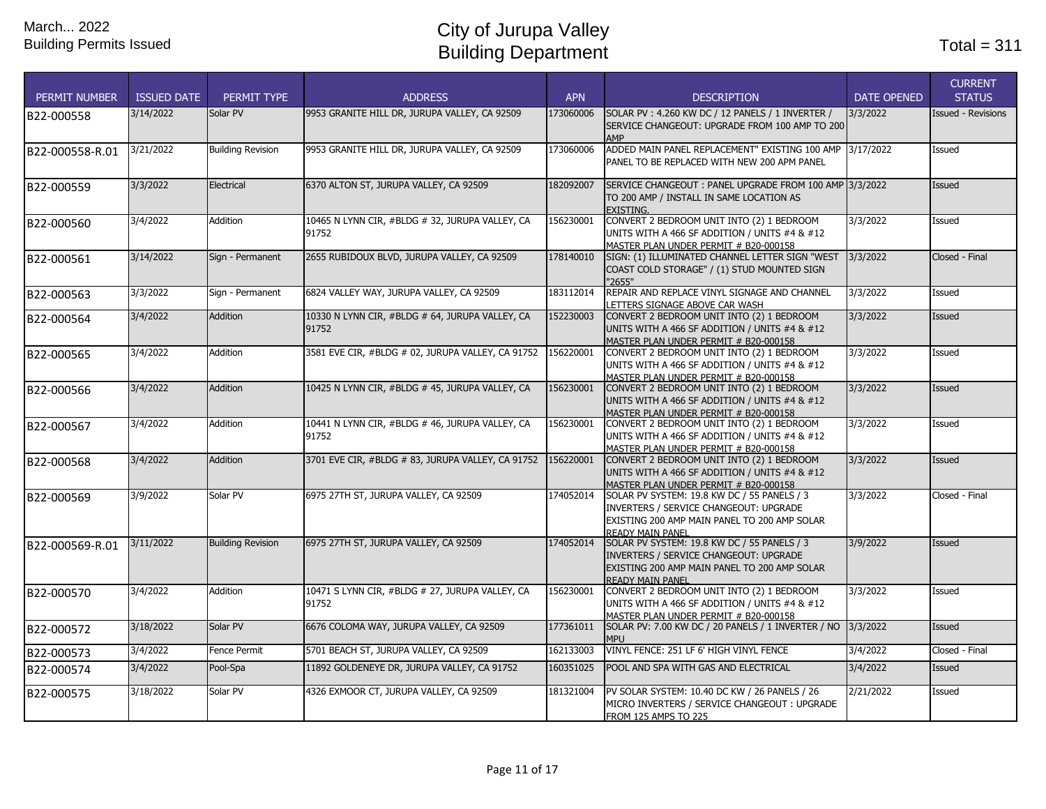March... 2022
Building Permits Issued

# City of Jurupa Valley
# Building Department

Total = 311

| PERMIT NUMBER | ISSUED DATE | PERMIT TYPE | ADDRESS | APN | DESCRIPTION | DATE OPENED | CURRENT STATUS |
|---|---|---|---|---|---|---|---|
| B22-000558 | 3/14/2022 | Solar PV | 9953 GRANITE HILL DR, JURUPA VALLEY, CA 92509 | 173060006 | SOLAR PV : 4.260 KW DC / 12 PANELS / 1 INVERTER / SERVICE CHANGEOUT: UPGRADE FROM 100 AMP TO 200 AMP | 3/3/2022 | Issued - Revisions |
| B22-000558-R.01 | 3/21/2022 | Building Revision | 9953 GRANITE HILL DR, JURUPA VALLEY, CA 92509 | 173060006 | ADDED MAIN PANEL REPLACEMENT" EXISTING 100 AMP PANEL TO BE REPLACED WITH NEW 200 APM PANEL | 3/17/2022 | Issued |
| B22-000559 | 3/3/2022 | Electrical | 6370 ALTON ST, JURUPA VALLEY, CA 92509 | 182092007 | SERVICE CHANGEOUT : PANEL UPGRADE FROM 100 AMP TO 200 AMP / INSTALL IN SAME LOCATION AS EXISTING. | 3/3/2022 | Issued |
| B22-000560 | 3/4/2022 | Addition | 10465 N LYNN CIR, #BLDG # 32, JURUPA VALLEY, CA 91752 | 156230001 | CONVERT 2 BEDROOM UNIT INTO (2) 1 BEDROOM UNITS WITH A 466 SF ADDITION / UNITS #4 & #12 MASTER PLAN UNDER PERMIT # B20-000158 | 3/3/2022 | Issued |
| B22-000561 | 3/14/2022 | Sign - Permanent | 2655 RUBIDOUX BLVD, JURUPA VALLEY, CA 92509 | 178140010 | SIGN: (1) ILLUMINATED CHANNEL LETTER SIGN "WEST COAST COLD STORAGE" / (1) STUD MOUNTED SIGN "2655" | 3/3/2022 | Closed - Final |
| B22-000563 | 3/3/2022 | Sign - Permanent | 6824 VALLEY WAY, JURUPA VALLEY, CA 92509 | 183112014 | REPAIR AND REPLACE VINYL SIGNAGE AND CHANNEL LETTERS SIGNAGE ABOVE CAR WASH | 3/3/2022 | Issued |
| B22-000564 | 3/4/2022 | Addition | 10330 N LYNN CIR, #BLDG # 64, JURUPA VALLEY, CA 91752 | 152230003 | CONVERT 2 BEDROOM UNIT INTO (2) 1 BEDROOM UNITS WITH A 466 SF ADDITION / UNITS #4 & #12 MASTER PLAN UNDER PERMIT # B20-000158 | 3/3/2022 | Issued |
| B22-000565 | 3/4/2022 | Addition | 3581 EVE CIR, #BLDG # 02, JURUPA VALLEY, CA 91752 | 156220001 | CONVERT 2 BEDROOM UNIT INTO (2) 1 BEDROOM UNITS WITH A 466 SF ADDITION / UNITS #4 & #12 MASTER PLAN UNDER PERMIT # B20-000158 | 3/3/2022 | Issued |
| B22-000566 | 3/4/2022 | Addition | 10425 N LYNN CIR, #BLDG # 45, JURUPA VALLEY, CA | 156230001 | CONVERT 2 BEDROOM UNIT INTO (2) 1 BEDROOM UNITS WITH A 466 SF ADDITION / UNITS #4 & #12 MASTER PLAN UNDER PERMIT # B20-000158 | 3/3/2022 | Issued |
| B22-000567 | 3/4/2022 | Addition | 10441 N LYNN CIR, #BLDG # 46, JURUPA VALLEY, CA 91752 | 156230001 | CONVERT 2 BEDROOM UNIT INTO (2) 1 BEDROOM UNITS WITH A 466 SF ADDITION / UNITS #4 & #12 MASTER PLAN UNDER PERMIT # B20-000158 | 3/3/2022 | Issued |
| B22-000568 | 3/4/2022 | Addition | 3701 EVE CIR, #BLDG # 83, JURUPA VALLEY, CA 91752 | 156220001 | CONVERT 2 BEDROOM UNIT INTO (2) 1 BEDROOM UNITS WITH A 466 SF ADDITION / UNITS #4 & #12 MASTER PLAN UNDER PERMIT # B20-000158 | 3/3/2022 | Issued |
| B22-000569 | 3/9/2022 | Solar PV | 6975 27TH ST, JURUPA VALLEY, CA 92509 | 174052014 | SOLAR PV SYSTEM: 19.8 KW DC / 55 PANELS / 3 INVERTERS / SERVICE CHANGEOUT: UPGRADE EXISTING 200 AMP MAIN PANEL TO 200 AMP SOLAR READY MAIN PANEL | 3/3/2022 | Closed - Final |
| B22-000569-R.01 | 3/11/2022 | Building Revision | 6975 27TH ST, JURUPA VALLEY, CA 92509 | 174052014 | SOLAR PV SYSTEM: 19.8 KW DC / 55 PANELS / 3 INVERTERS / SERVICE CHANGEOUT: UPGRADE EXISTING 200 AMP MAIN PANEL TO 200 AMP SOLAR READY MAIN PANEL | 3/9/2022 | Issued |
| B22-000570 | 3/4/2022 | Addition | 10471 S LYNN CIR, #BLDG # 27, JURUPA VALLEY, CA 91752 | 156230001 | CONVERT 2 BEDROOM UNIT INTO (2) 1 BEDROOM UNITS WITH A 466 SF ADDITION / UNITS #4 & #12 MASTER PLAN UNDER PERMIT # B20-000158 | 3/3/2022 | Issued |
| B22-000572 | 3/18/2022 | Solar PV | 6676 COLOMA WAY, JURUPA VALLEY, CA 92509 | 177361011 | SOLAR PV: 7.00 KW DC / 20 PANELS / 1 INVERTER / NO MPU | 3/3/2022 | Issued |
| B22-000573 | 3/4/2022 | Fence Permit | 5701 BEACH ST, JURUPA VALLEY, CA 92509 | 162133003 | VINYL FENCE: 251 LF 6' HIGH VINYL FENCE | 3/4/2022 | Closed - Final |
| B22-000574 | 3/4/2022 | Pool-Spa | 11892 GOLDENEYE DR, JURUPA VALLEY, CA 91752 | 160351025 | POOL AND SPA WITH GAS AND ELECTRICAL | 3/4/2022 | Issued |
| B22-000575 | 3/18/2022 | Solar PV | 4326 EXMOOR CT, JURUPA VALLEY, CA 92509 | 181321004 | PV SOLAR SYSTEM: 10.40 DC KW / 26 PANELS / 26 MICRO INVERTERS / SERVICE CHANGEOUT : UPGRADE FROM 125 AMPS TO 225 | 2/21/2022 | Issued |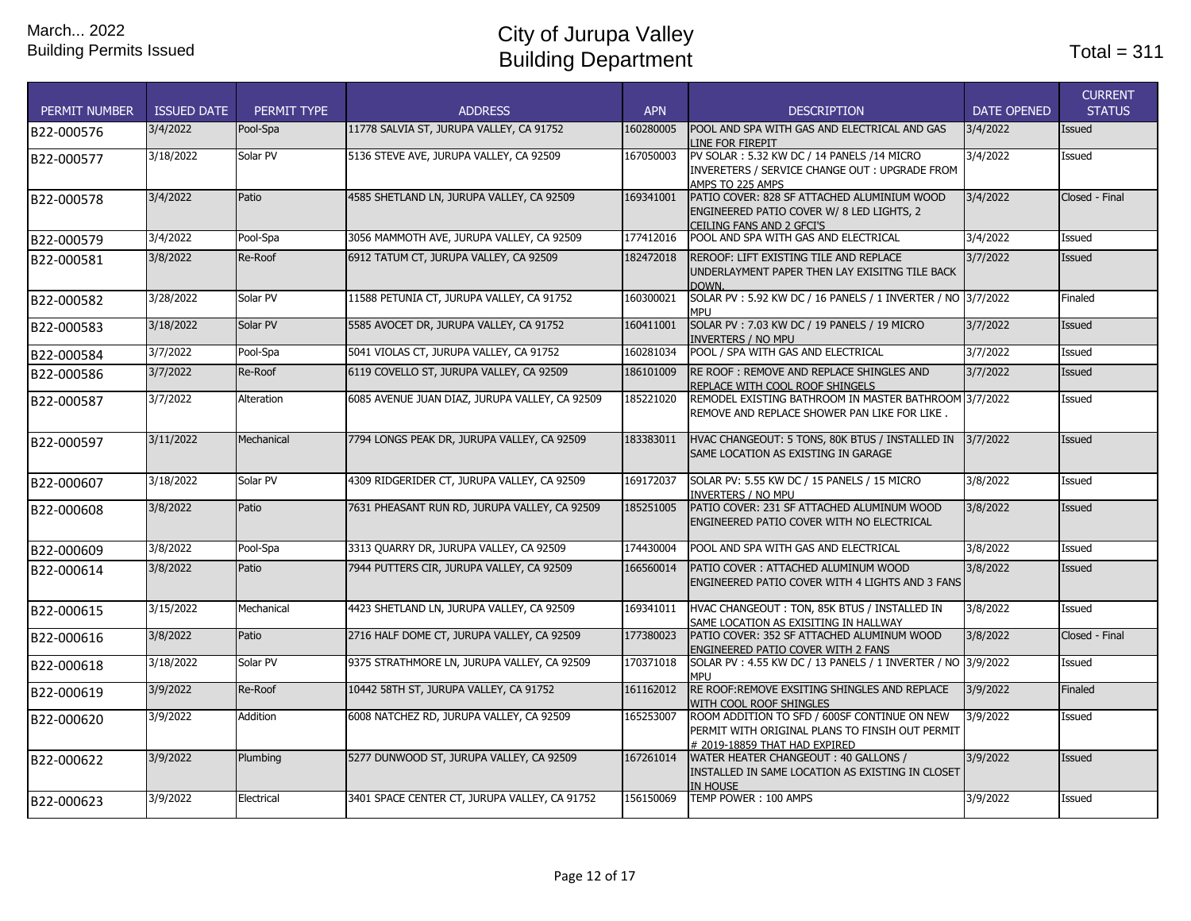March... 2022
Building Permits Issued

# City of Jurupa Valley
# Building Department

Total = 311

| PERMIT NUMBER | ISSUED DATE | PERMIT TYPE | ADDRESS | APN | DESCRIPTION | DATE OPENED | CURRENT STATUS |
|---|---|---|---|---|---|---|---|
| B22-000576 | 3/4/2022 | Pool-Spa | 11778 SALVIA ST, JURUPA VALLEY, CA 91752 | 160280005 | POOL AND SPA WITH GAS AND ELECTRICAL AND GAS LINE FOR FIREPIT | 3/4/2022 | Issued |
| B22-000577 | 3/18/2022 | Solar PV | 5136 STEVE AVE, JURUPA VALLEY, CA 92509 | 167050003 | PV SOLAR : 5.32 KW DC / 14 PANELS /14 MICRO INVERETERS / SERVICE CHANGE OUT : UPGRADE FROM AMPS TO 225 AMPS | 3/4/2022 | Issued |
| B22-000578 | 3/4/2022 | Patio | 4585 SHETLAND LN, JURUPA VALLEY, CA 92509 | 169341001 | PATIO COVER: 828 SF ATTACHED ALUMINIUM WOOD ENGINEERED PATIO COVER W/ 8 LED LIGHTS, 2 CEILING FANS AND 2 GFCI'S | 3/4/2022 | Closed - Final |
| B22-000579 | 3/4/2022 | Pool-Spa | 3056 MAMMOTH AVE, JURUPA VALLEY, CA 92509 | 177412016 | POOL AND SPA WITH GAS AND ELECTRICAL | 3/4/2022 | Issued |
| B22-000581 | 3/8/2022 | Re-Roof | 6912 TATUM CT, JURUPA VALLEY, CA 92509 | 182472018 | REROOF: LIFT EXISTING TILE AND REPLACE UNDERLAYMENT PAPER THEN LAY EXISITNG TILE BACK DOWN. | 3/7/2022 | Issued |
| B22-000582 | 3/28/2022 | Solar PV | 11588 PETUNIA CT, JURUPA VALLEY, CA 91752 | 160300021 | SOLAR PV : 5.92 KW DC / 16 PANELS / 1 INVERTER / NO MPU | 3/7/2022 | Finaled |
| B22-000583 | 3/18/2022 | Solar PV | 5585 AVOCET DR, JURUPA VALLEY, CA 91752 | 160411001 | SOLAR PV : 7.03 KW DC / 19 PANELS / 19 MICRO INVERTERS / NO MPU | 3/7/2022 | Issued |
| B22-000584 | 3/7/2022 | Pool-Spa | 5041 VIOLAS CT, JURUPA VALLEY, CA 91752 | 160281034 | POOL / SPA WITH GAS AND ELECTRICAL | 3/7/2022 | Issued |
| B22-000586 | 3/7/2022 | Re-Roof | 6119 COVELLO ST, JURUPA VALLEY, CA 92509 | 186101009 | RE ROOF : REMOVE AND REPLACE SHINGLES AND REPLACE WITH COOL ROOF SHINGELS | 3/7/2022 | Issued |
| B22-000587 | 3/7/2022 | Alteration | 6085 AVENUE JUAN DIAZ, JURUPA VALLEY, CA 92509 | 185221020 | REMODEL EXISTING BATHROOM IN MASTER BATHROOM REMOVE AND REPLACE SHOWER PAN LIKE FOR LIKE . | 3/7/2022 | Issued |
| B22-000597 | 3/11/2022 | Mechanical | 7794 LONGS PEAK DR, JURUPA VALLEY, CA 92509 | 183383011 | HVAC CHANGEOUT: 5 TONS, 80K BTUS / INSTALLED IN SAME LOCATION AS EXISTING IN GARAGE | 3/7/2022 | Issued |
| B22-000607 | 3/18/2022 | Solar PV | 4309 RIDGERIDER CT, JURUPA VALLEY, CA 92509 | 169172037 | SOLAR PV: 5.55 KW DC / 15 PANELS / 15 MICRO INVERTERS / NO MPU | 3/8/2022 | Issued |
| B22-000608 | 3/8/2022 | Patio | 7631 PHEASANT RUN RD, JURUPA VALLEY, CA 92509 | 185251005 | PATIO COVER: 231 SF ATTACHED ALUMINUM WOOD ENGINEERED PATIO COVER WITH NO ELECTRICAL | 3/8/2022 | Issued |
| B22-000609 | 3/8/2022 | Pool-Spa | 3313 QUARRY DR, JURUPA VALLEY, CA 92509 | 174430004 | POOL AND SPA WITH GAS AND ELECTRICAL | 3/8/2022 | Issued |
| B22-000614 | 3/8/2022 | Patio | 7944 PUTTERS CIR, JURUPA VALLEY, CA 92509 | 166560014 | PATIO COVER : ATTACHED ALUMINUM WOOD ENGINEERED PATIO COVER WITH 4 LIGHTS AND 3 FANS | 3/8/2022 | Issued |
| B22-000615 | 3/15/2022 | Mechanical | 4423 SHETLAND LN, JURUPA VALLEY, CA 92509 | 169341011 | HVAC CHANGEOUT : TON, 85K BTUS / INSTALLED IN SAME LOCATION AS EXISITING IN HALLWAY | 3/8/2022 | Issued |
| B22-000616 | 3/8/2022 | Patio | 2716 HALF DOME CT, JURUPA VALLEY, CA 92509 | 177380023 | PATIO COVER: 352 SF ATTACHED ALUMINUM WOOD ENGINEERED PATIO COVER WITH 2 FANS | 3/8/2022 | Closed - Final |
| B22-000618 | 3/18/2022 | Solar PV | 9375 STRATHMORE LN, JURUPA VALLEY, CA 92509 | 170371018 | SOLAR PV : 4.55 KW DC / 13 PANELS / 1 INVERTER / NO MPU | 3/9/2022 | Issued |
| B22-000619 | 3/9/2022 | Re-Roof | 10442 58TH ST, JURUPA VALLEY, CA 91752 | 161162012 | RE ROOF:REMOVE EXSITING SHINGLES AND REPLACE WITH COOL ROOF SHINGLES | 3/9/2022 | Finaled |
| B22-000620 | 3/9/2022 | Addition | 6008 NATCHEZ RD, JURUPA VALLEY, CA 92509 | 165253007 | ROOM ADDITION TO SFD / 600SF CONTINUE ON NEW PERMIT WITH ORIGINAL PLANS TO FINSIH OUT PERMIT # 2019-18859 THAT HAD EXPIRED | 3/9/2022 | Issued |
| B22-000622 | 3/9/2022 | Plumbing | 5277 DUNWOOD ST, JURUPA VALLEY, CA 92509 | 167261014 | WATER HEATER CHANGEOUT : 40 GALLONS / INSTALLED IN SAME LOCATION AS EXISTING IN CLOSET IN HOUSE | 3/9/2022 | Issued |
| B22-000623 | 3/9/2022 | Electrical | 3401 SPACE CENTER CT, JURUPA VALLEY, CA 91752 | 156150069 | TEMP POWER : 100 AMPS | 3/9/2022 | Issued |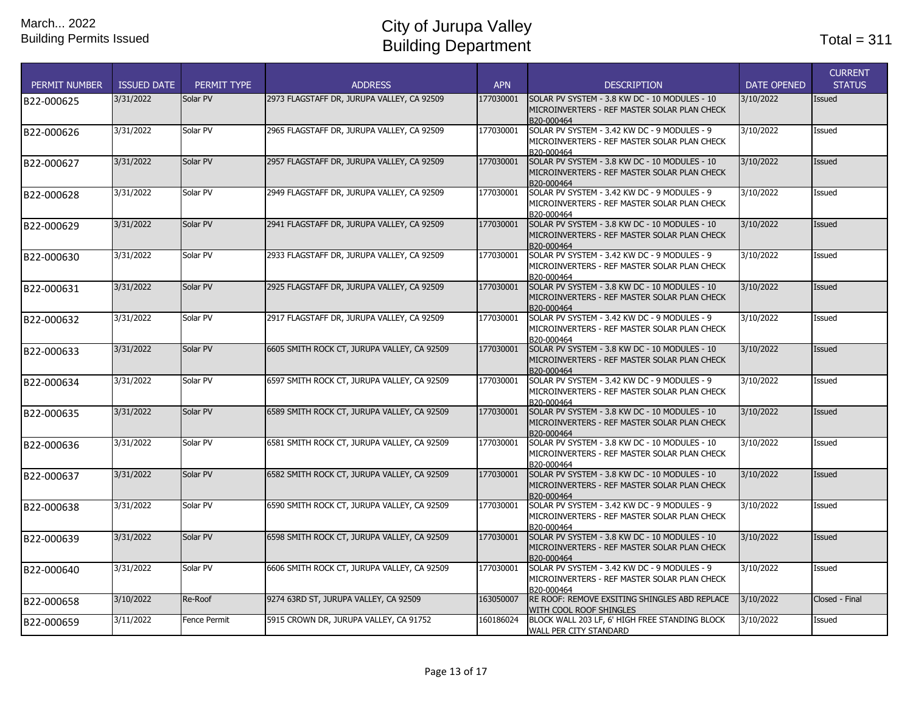March... 2022
Building Permits Issued

# City of Jurupa Valley
# Building Department

Total = 311

| PERMIT NUMBER | ISSUED DATE | PERMIT TYPE | ADDRESS | APN | DESCRIPTION | DATE OPENED | CURRENT STATUS |
|---|---|---|---|---|---|---|---|
| B22-000625 | 3/31/2022 | Solar PV | 2973 FLAGSTAFF DR, JURUPA VALLEY, CA 92509 | 177030001 | SOLAR PV SYSTEM - 3.8 KW DC - 10 MODULES - 10 MICROINVERTERS - REF MASTER SOLAR PLAN CHECK B20-000464 | 3/10/2022 | Issued |
| B22-000626 | 3/31/2022 | Solar PV | 2965 FLAGSTAFF DR, JURUPA VALLEY, CA 92509 | 177030001 | SOLAR PV SYSTEM - 3.42 KW DC - 9 MODULES - 9 MICROINVERTERS - REF MASTER SOLAR PLAN CHECK B20-000464 | 3/10/2022 | Issued |
| B22-000627 | 3/31/2022 | Solar PV | 2957 FLAGSTAFF DR, JURUPA VALLEY, CA 92509 | 177030001 | SOLAR PV SYSTEM - 3.8 KW DC - 10 MODULES - 10 MICROINVERTERS - REF MASTER SOLAR PLAN CHECK B20-000464 | 3/10/2022 | Issued |
| B22-000628 | 3/31/2022 | Solar PV | 2949 FLAGSTAFF DR, JURUPA VALLEY, CA 92509 | 177030001 | SOLAR PV SYSTEM - 3.42 KW DC - 9 MODULES - 9 MICROINVERTERS - REF MASTER SOLAR PLAN CHECK B20-000464 | 3/10/2022 | Issued |
| B22-000629 | 3/31/2022 | Solar PV | 2941 FLAGSTAFF DR, JURUPA VALLEY, CA 92509 | 177030001 | SOLAR PV SYSTEM - 3.8 KW DC - 10 MODULES - 10 MICROINVERTERS - REF MASTER SOLAR PLAN CHECK B20-000464 | 3/10/2022 | Issued |
| B22-000630 | 3/31/2022 | Solar PV | 2933 FLAGSTAFF DR, JURUPA VALLEY, CA 92509 | 177030001 | SOLAR PV SYSTEM - 3.42 KW DC - 9 MODULES - 9 MICROINVERTERS - REF MASTER SOLAR PLAN CHECK B20-000464 | 3/10/2022 | Issued |
| B22-000631 | 3/31/2022 | Solar PV | 2925 FLAGSTAFF DR, JURUPA VALLEY, CA 92509 | 177030001 | SOLAR PV SYSTEM - 3.8 KW DC - 10 MODULES - 10 MICROINVERTERS - REF MASTER SOLAR PLAN CHECK B20-000464 | 3/10/2022 | Issued |
| B22-000632 | 3/31/2022 | Solar PV | 2917 FLAGSTAFF DR, JURUPA VALLEY, CA 92509 | 177030001 | SOLAR PV SYSTEM - 3.42 KW DC - 9 MODULES - 9 MICROINVERTERS - REF MASTER SOLAR PLAN CHECK B20-000464 | 3/10/2022 | Issued |
| B22-000633 | 3/31/2022 | Solar PV | 6605 SMITH ROCK CT, JURUPA VALLEY, CA 92509 | 177030001 | SOLAR PV SYSTEM - 3.8 KW DC - 10 MODULES - 10 MICROINVERTERS - REF MASTER SOLAR PLAN CHECK B20-000464 | 3/10/2022 | Issued |
| B22-000634 | 3/31/2022 | Solar PV | 6597 SMITH ROCK CT, JURUPA VALLEY, CA 92509 | 177030001 | SOLAR PV SYSTEM - 3.42 KW DC - 9 MODULES - 9 MICROINVERTERS - REF MASTER SOLAR PLAN CHECK B20-000464 | 3/10/2022 | Issued |
| B22-000635 | 3/31/2022 | Solar PV | 6589 SMITH ROCK CT, JURUPA VALLEY, CA 92509 | 177030001 | SOLAR PV SYSTEM - 3.8 KW DC - 10 MODULES - 10 MICROINVERTERS - REF MASTER SOLAR PLAN CHECK B20-000464 | 3/10/2022 | Issued |
| B22-000636 | 3/31/2022 | Solar PV | 6581 SMITH ROCK CT, JURUPA VALLEY, CA 92509 | 177030001 | SOLAR PV SYSTEM - 3.8 KW DC - 10 MODULES - 10 MICROINVERTERS - REF MASTER SOLAR PLAN CHECK B20-000464 | 3/10/2022 | Issued |
| B22-000637 | 3/31/2022 | Solar PV | 6582 SMITH ROCK CT, JURUPA VALLEY, CA 92509 | 177030001 | SOLAR PV SYSTEM - 3.8 KW DC - 10 MODULES - 10 MICROINVERTERS - REF MASTER SOLAR PLAN CHECK B20-000464 | 3/10/2022 | Issued |
| B22-000638 | 3/31/2022 | Solar PV | 6590 SMITH ROCK CT, JURUPA VALLEY, CA 92509 | 177030001 | SOLAR PV SYSTEM - 3.42 KW DC - 9 MODULES - 9 MICROINVERTERS - REF MASTER SOLAR PLAN CHECK B20-000464 | 3/10/2022 | Issued |
| B22-000639 | 3/31/2022 | Solar PV | 6598 SMITH ROCK CT, JURUPA VALLEY, CA 92509 | 177030001 | SOLAR PV SYSTEM - 3.8 KW DC - 10 MODULES - 10 MICROINVERTERS - REF MASTER SOLAR PLAN CHECK B20-000464 | 3/10/2022 | Issued |
| B22-000640 | 3/31/2022 | Solar PV | 6606 SMITH ROCK CT, JURUPA VALLEY, CA 92509 | 177030001 | SOLAR PV SYSTEM - 3.42 KW DC - 9 MODULES - 9 MICROINVERTERS - REF MASTER SOLAR PLAN CHECK B20-000464 | 3/10/2022 | Issued |
| B22-000658 | 3/10/2022 | Re-Roof | 9274 63RD ST, JURUPA VALLEY, CA 92509 | 163050007 | RE ROOF: REMOVE EXSITING SHINGLES ABD REPLACE WITH COOL ROOF SHINGLES | 3/10/2022 | Closed - Final |
| B22-000659 | 3/11/2022 | Fence Permit | 5915 CROWN DR, JURUPA VALLEY, CA 91752 | 160186024 | BLOCK WALL 203 LF, 6' HIGH FREE STANDING BLOCK WALL PER CITY STANDARD | 3/10/2022 | Issued |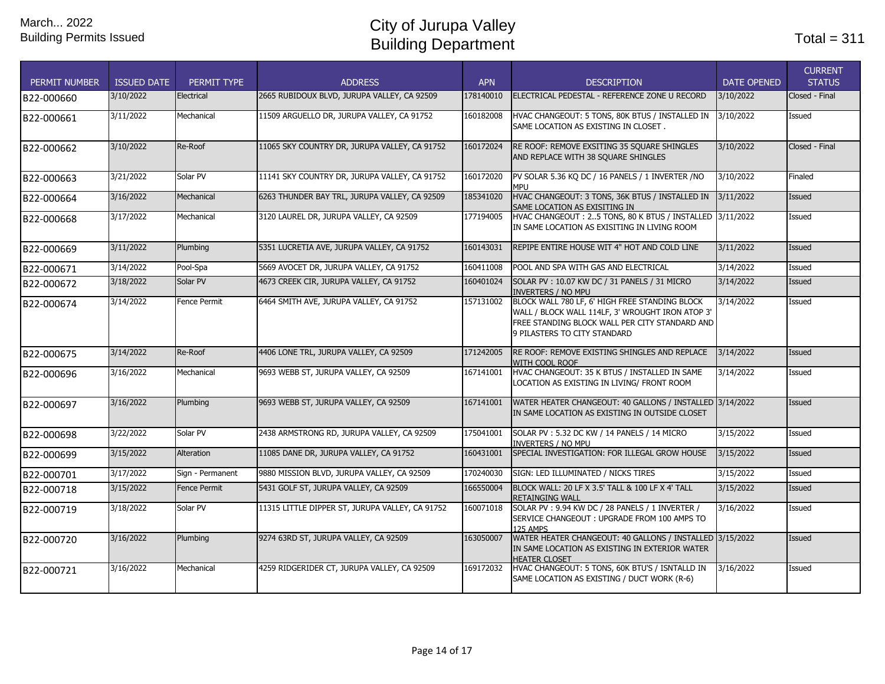March... 2022
Building Permits Issued

# City of Jurupa Valley
# Building Department

Total = 311

| PERMIT NUMBER | ISSUED DATE | PERMIT TYPE | ADDRESS | APN | DESCRIPTION | DATE OPENED | CURRENT STATUS |
|---|---|---|---|---|---|---|---|
| B22-000660 | 3/10/2022 | Electrical | 2665 RUBIDOUX BLVD, JURUPA VALLEY, CA 92509 | 178140010 | ELECTRICAL PEDESTAL - REFERENCE ZONE U RECORD | 3/10/2022 | Closed - Final |
| B22-000661 | 3/11/2022 | Mechanical | 11509 ARGUELLO DR, JURUPA VALLEY, CA 91752 | 160182008 | HVAC CHANGEOUT: 5 TONS, 80K BTUS / INSTALLED IN SAME LOCATION AS EXISTING IN CLOSET . | 3/10/2022 | Issued |
| B22-000662 | 3/10/2022 | Re-Roof | 11065 SKY COUNTRY DR, JURUPA VALLEY, CA 91752 | 160172024 | RE ROOF: REMOVE EXSITING 35 SQUARE SHINGLES AND REPLACE WITH 38 SQUARE SHINGLES | 3/10/2022 | Closed - Final |
| B22-000663 | 3/21/2022 | Solar PV | 11141 SKY COUNTRY DR, JURUPA VALLEY, CA 91752 | 160172020 | PV SOLAR 5.36 KQ DC / 16 PANELS / 1 INVERTER /NO MPU | 3/10/2022 | Finaled |
| B22-000664 | 3/16/2022 | Mechanical | 6263 THUNDER BAY TRL, JURUPA VALLEY, CA 92509 | 185341020 | HVAC CHANGEOUT: 3 TONS, 36K BTUS / INSTALLED IN SAME LOCATION AS EXISITING IN | 3/11/2022 | Issued |
| B22-000668 | 3/17/2022 | Mechanical | 3120 LAUREL DR, JURUPA VALLEY, CA 92509 | 177194005 | HVAC CHANGEOUT : 2..5 TONS, 80 K BTUS / INSTALLED IN SAME LOCATION AS EXISITING IN LIVING ROOM | 3/11/2022 | Issued |
| B22-000669 | 3/11/2022 | Plumbing | 5351 LUCRETIA AVE, JURUPA VALLEY, CA 91752 | 160143031 | REPIPE ENTIRE HOUSE WIT 4" HOT AND COLD LINE | 3/11/2022 | Issued |
| B22-000671 | 3/14/2022 | Pool-Spa | 5669 AVOCET DR, JURUPA VALLEY, CA 91752 | 160411008 | POOL AND SPA WITH GAS AND ELECTRICAL | 3/14/2022 | Issued |
| B22-000672 | 3/18/2022 | Solar PV | 4673 CREEK CIR, JURUPA VALLEY, CA 91752 | 160401024 | SOLAR PV : 10.07 KW DC / 31 PANELS / 31 MICRO INVERTERS / NO MPU | 3/14/2022 | Issued |
| B22-000674 | 3/14/2022 | Fence Permit | 6464 SMITH AVE, JURUPA VALLEY, CA 91752 | 157131002 | BLOCK WALL 780 LF, 6' HIGH FREE STANDING BLOCK WALL / BLOCK WALL 114LF, 3' WROUGHT IRON ATOP 3' FREE STANDING BLOCK WALL PER CITY STANDARD AND 9 PILASTERS TO CITY STANDARD | 3/14/2022 | Issued |
| B22-000675 | 3/14/2022 | Re-Roof | 4406 LONE TRL, JURUPA VALLEY, CA 92509 | 171242005 | RE ROOF: REMOVE EXISTING SHINGLES AND REPLACE WITH COOL ROOF | 3/14/2022 | Issued |
| B22-000696 | 3/16/2022 | Mechanical | 9693 WEBB ST, JURUPA VALLEY, CA 92509 | 167141001 | HVAC CHANGEOUT: 35 K BTUS / INSTALLED IN SAME LOCATION AS EXISTING IN LIVING/ FRONT ROOM | 3/14/2022 | Issued |
| B22-000697 | 3/16/2022 | Plumbing | 9693 WEBB ST, JURUPA VALLEY, CA 92509 | 167141001 | WATER HEATER CHANGEOUT: 40 GALLONS / INSTALLED IN SAME LOCATION AS EXISTING IN OUTSIDE CLOSET | 3/14/2022 | Issued |
| B22-000698 | 3/22/2022 | Solar PV | 2438 ARMSTRONG RD, JURUPA VALLEY, CA 92509 | 175041001 | SOLAR PV : 5.32 DC KW / 14 PANELS / 14 MICRO INVERTERS / NO MPU | 3/15/2022 | Issued |
| B22-000699 | 3/15/2022 | Alteration | 11085 DANE DR, JURUPA VALLEY, CA 91752 | 160431001 | SPECIAL INVESTIGATION: FOR ILLEGAL GROW HOUSE | 3/15/2022 | Issued |
| B22-000701 | 3/17/2022 | Sign - Permanent | 9880 MISSION BLVD, JURUPA VALLEY, CA 92509 | 170240030 | SIGN: LED ILLUMINATED / NICKS TIRES | 3/15/2022 | Issued |
| B22-000718 | 3/15/2022 | Fence Permit | 5431 GOLF ST, JURUPA VALLEY, CA 92509 | 166550004 | BLOCK WALL: 20 LF X 3.5' TALL & 100 LF X 4' TALL RETAINGING WALL | 3/15/2022 | Issued |
| B22-000719 | 3/18/2022 | Solar PV | 11315 LITTLE DIPPER ST, JURUPA VALLEY, CA 91752 | 160071018 | SOLAR PV : 9.94 KW DC / 28 PANELS / 1 INVERTER / SERVICE CHANGEOUT : UPGRADE FROM 100 AMPS TO 125 AMPS | 3/16/2022 | Issued |
| B22-000720 | 3/16/2022 | Plumbing | 9274 63RD ST, JURUPA VALLEY, CA 92509 | 163050007 | WATER HEATER CHANGEOUT: 40 GALLONS / INSTALLED IN SAME LOCATION AS EXISTING IN EXTERIOR WATER HEATER CLOSET | 3/15/2022 | Issued |
| B22-000721 | 3/16/2022 | Mechanical | 4259 RIDGERIDER CT, JURUPA VALLEY, CA 92509 | 169172032 | HVAC CHANGEOUT: 5 TONS, 60K BTU'S / ISNTALLD IN SAME LOCATION AS EXISTING / DUCT WORK (R-6) | 3/16/2022 | Issued |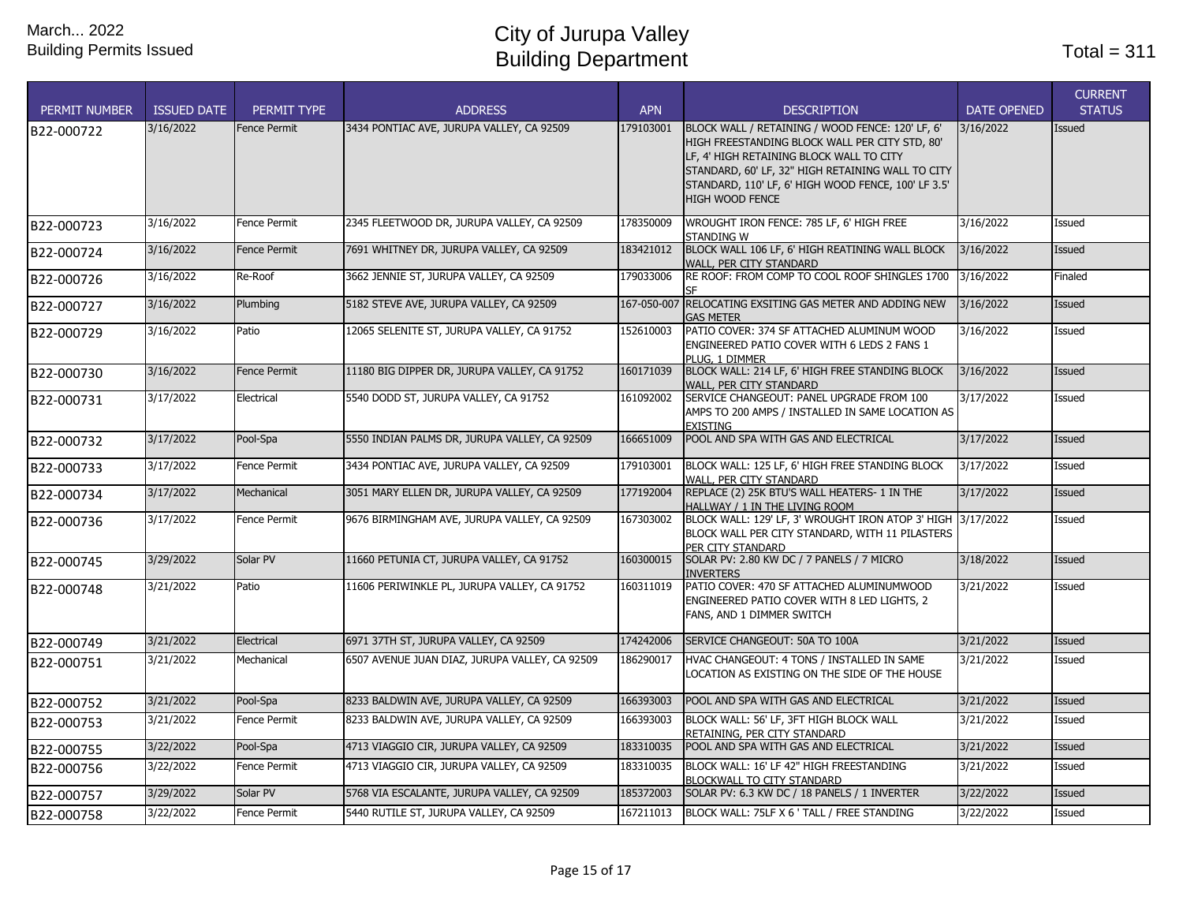March... 2022
Building Permits Issued

# City of Jurupa Valley
# Building Department

Total = 311

| PERMIT NUMBER | ISSUED DATE | PERMIT TYPE | ADDRESS | APN | DESCRIPTION | DATE OPENED | CURRENT STATUS |
|---|---|---|---|---|---|---|---|
| B22-000722 | 3/16/2022 | Fence Permit | 3434 PONTIAC AVE, JURUPA VALLEY, CA 92509 | 179103001 | BLOCK WALL / RETAINING / WOOD FENCE: 120' LF, 6' HIGH FREESTANDING BLOCK WALL PER CITY STD, 80' LF, 4' HIGH RETAINING BLOCK WALL TO CITY STANDARD, 60' LF, 32" HIGH RETAINING WALL TO CITY STANDARD, 110' LF, 6' HIGH WOOD FENCE, 100' LF 3.5' HIGH WOOD FENCE | 3/16/2022 | Issued |
| B22-000723 | 3/16/2022 | Fence Permit | 2345 FLEETWOOD DR, JURUPA VALLEY, CA 92509 | 178350009 | WROUGHT IRON FENCE: 785 LF, 6' HIGH FREE STANDING W | 3/16/2022 | Issued |
| B22-000724 | 3/16/2022 | Fence Permit | 7691 WHITNEY DR, JURUPA VALLEY, CA 92509 | 183421012 | BLOCK WALL 106 LF, 6' HIGH REATINING WALL BLOCK WALL, PER CITY STANDARD | 3/16/2022 | Issued |
| B22-000726 | 3/16/2022 | Re-Roof | 3662 JENNIE ST, JURUPA VALLEY, CA 92509 | 179033006 | RE ROOF: FROM COMP TO COOL ROOF SHINGLES 1700 SF | 3/16/2022 | Finaled |
| B22-000727 | 3/16/2022 | Plumbing | 5182 STEVE AVE, JURUPA VALLEY, CA 92509 | 167-050-007 | RELOCATING EXSITING GAS METER AND ADDING NEW GAS METER | 3/16/2022 | Issued |
| B22-000729 | 3/16/2022 | Patio | 12065 SELENITE ST, JURUPA VALLEY, CA 91752 | 152610003 | PATIO COVER: 374 SF ATTACHED ALUMINUM WOOD ENGINEERED PATIO COVER WITH 6 LEDS 2 FANS 1 PLUG, 1 DIMMER | 3/16/2022 | Issued |
| B22-000730 | 3/16/2022 | Fence Permit | 11180 BIG DIPPER DR, JURUPA VALLEY, CA 91752 | 160171039 | BLOCK WALL: 214 LF, 6' HIGH FREE STANDING BLOCK WALL, PER CITY STANDARD | 3/16/2022 | Issued |
| B22-000731 | 3/17/2022 | Electrical | 5540 DODD ST, JURUPA VALLEY, CA 91752 | 161092002 | SERVICE CHANGEOUT: PANEL UPGRADE FROM 100 AMPS TO 200 AMPS / INSTALLED IN SAME LOCATION AS EXISTING | 3/17/2022 | Issued |
| B22-000732 | 3/17/2022 | Pool-Spa | 5550 INDIAN PALMS DR, JURUPA VALLEY, CA 92509 | 166651009 | POOL AND SPA WITH GAS AND ELECTRICAL | 3/17/2022 | Issued |
| B22-000733 | 3/17/2022 | Fence Permit | 3434 PONTIAC AVE, JURUPA VALLEY, CA 92509 | 179103001 | BLOCK WALL: 125 LF, 6' HIGH FREE STANDING BLOCK WALL, PER CITY STANDARD | 3/17/2022 | Issued |
| B22-000734 | 3/17/2022 | Mechanical | 3051 MARY ELLEN DR, JURUPA VALLEY, CA 92509 | 177192004 | REPLACE (2) 25K BTU'S WALL HEATERS- 1 IN THE HALLWAY / 1 IN THE LIVING ROOM | 3/17/2022 | Issued |
| B22-000736 | 3/17/2022 | Fence Permit | 9676 BIRMINGHAM AVE, JURUPA VALLEY, CA 92509 | 167303002 | BLOCK WALL: 129' LF, 3' WROUGHT IRON ATOP 3' HIGH BLOCK WALL PER CITY STANDARD, WITH 11 PILASTERS PER CITY STANDARD | 3/17/2022 | Issued |
| B22-000745 | 3/29/2022 | Solar PV | 11660 PETUNIA CT, JURUPA VALLEY, CA 91752 | 160300015 | SOLAR PV: 2.80 KW DC / 7 PANELS / 7 MICRO INVERTERS | 3/18/2022 | Issued |
| B22-000748 | 3/21/2022 | Patio | 11606 PERIWINKLE PL, JURUPA VALLEY, CA 91752 | 160311019 | PATIO COVER: 470 SF ATTACHED ALUMINUMWOOD ENGINEERED PATIO COVER WITH 8 LED LIGHTS, 2 FANS, AND 1 DIMMER SWITCH | 3/21/2022 | Issued |
| B22-000749 | 3/21/2022 | Electrical | 6971 37TH ST, JURUPA VALLEY, CA 92509 | 174242006 | SERVICE CHANGEOUT: 50A TO 100A | 3/21/2022 | Issued |
| B22-000751 | 3/21/2022 | Mechanical | 6507 AVENUE JUAN DIAZ, JURUPA VALLEY, CA 92509 | 186290017 | HVAC CHANGEOUT: 4 TONS / INSTALLED IN SAME LOCATION AS EXISTING ON THE SIDE OF THE HOUSE | 3/21/2022 | Issued |
| B22-000752 | 3/21/2022 | Pool-Spa | 8233 BALDWIN AVE, JURUPA VALLEY, CA 92509 | 166393003 | POOL AND SPA WITH GAS AND ELECTRICAL | 3/21/2022 | Issued |
| B22-000753 | 3/21/2022 | Fence Permit | 8233 BALDWIN AVE, JURUPA VALLEY, CA 92509 | 166393003 | BLOCK WALL: 56' LF, 3FT HIGH BLOCK WALL RETAINING, PER CITY STANDARD | 3/21/2022 | Issued |
| B22-000755 | 3/22/2022 | Pool-Spa | 4713 VIAGGIO CIR, JURUPA VALLEY, CA 92509 | 183310035 | POOL AND SPA WITH GAS AND ELECTRICAL | 3/21/2022 | Issued |
| B22-000756 | 3/22/2022 | Fence Permit | 4713 VIAGGIO CIR, JURUPA VALLEY, CA 92509 | 183310035 | BLOCK WALL: 16' LF 42" HIGH FREESTANDING BLOCKWALL TO CITY STANDARD | 3/21/2022 | Issued |
| B22-000757 | 3/29/2022 | Solar PV | 5768 VIA ESCALANTE, JURUPA VALLEY, CA 92509 | 185372003 | SOLAR PV: 6.3 KW DC / 18 PANELS / 1 INVERTER | 3/22/2022 | Issued |
| B22-000758 | 3/22/2022 | Fence Permit | 5440 RUTILE ST, JURUPA VALLEY, CA 92509 | 167211013 | BLOCK WALL: 75LF X 6 ' TALL / FREE STANDING | 3/22/2022 | Issued |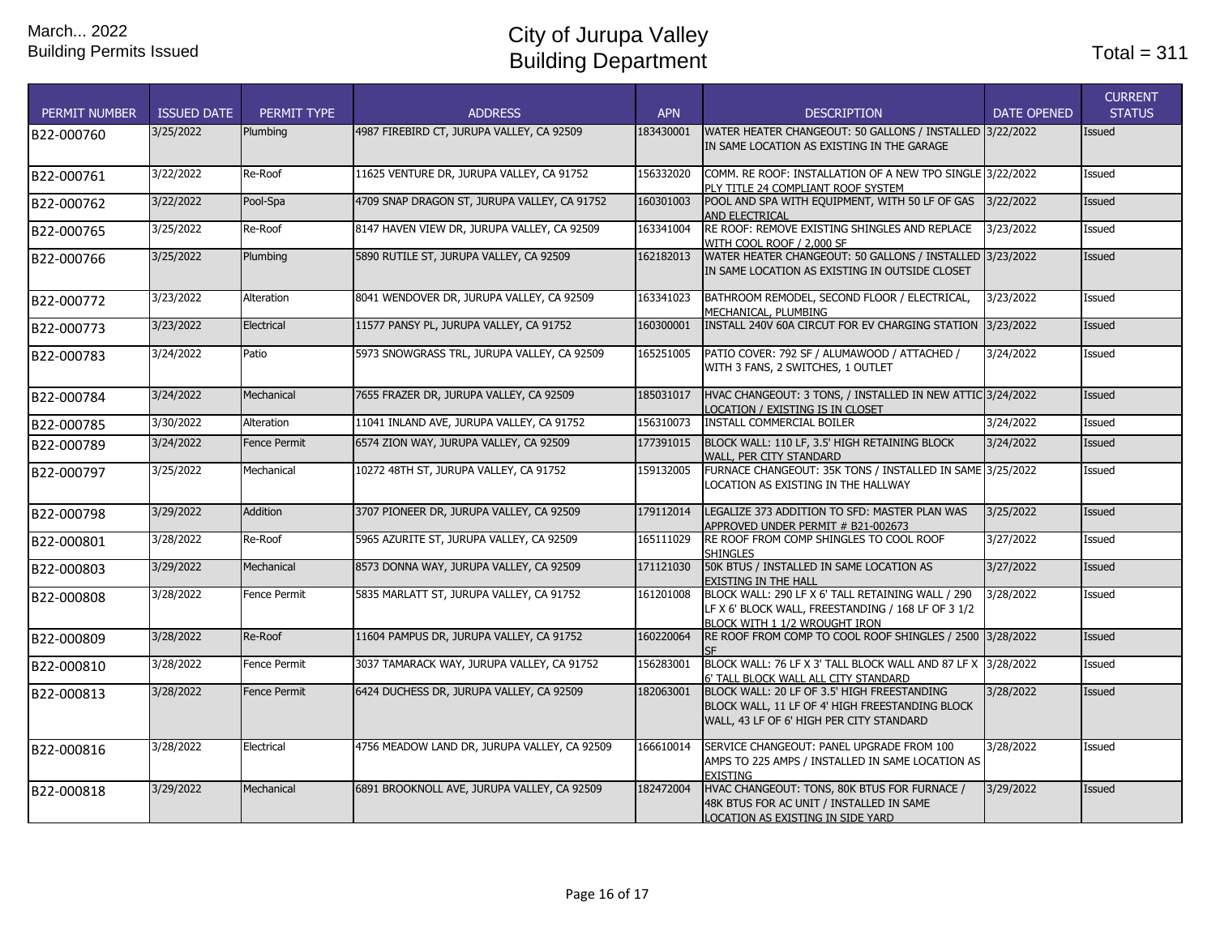March... 2022
Building Permits Issued

# City of Jurupa Valley
# Building Department

Total = 311

| PERMIT NUMBER | ISSUED DATE | PERMIT TYPE | ADDRESS | APN | DESCRIPTION | DATE OPENED | CURRENT STATUS |
|---|---|---|---|---|---|---|---|
| B22-000760 | 3/25/2022 | Plumbing | 4987 FIREBIRD CT, JURUPA VALLEY, CA 92509 | 183430001 | WATER HEATER CHANGEOUT: 50 GALLONS / INSTALLED IN SAME LOCATION AS EXISTING IN THE GARAGE | 3/22/2022 | Issued |
| B22-000761 | 3/22/2022 | Re-Roof | 11625 VENTURE DR, JURUPA VALLEY, CA 91752 | 156332020 | COMM. RE ROOF: INSTALLATION OF A NEW TPO SINGLE PLY TITLE 24 COMPLIANT ROOF SYSTEM | 3/22/2022 | Issued |
| B22-000762 | 3/22/2022 | Pool-Spa | 4709 SNAP DRAGON ST, JURUPA VALLEY, CA 91752 | 160301003 | POOL AND SPA WITH EQUIPMENT, WITH 50 LF OF GAS AND ELECTRICAL | 3/22/2022 | Issued |
| B22-000765 | 3/25/2022 | Re-Roof | 8147 HAVEN VIEW DR, JURUPA VALLEY, CA 92509 | 163341004 | RE ROOF: REMOVE EXISTING SHINGLES AND REPLACE WITH COOL ROOF / 2,000 SF | 3/23/2022 | Issued |
| B22-000766 | 3/25/2022 | Plumbing | 5890 RUTILE ST, JURUPA VALLEY, CA 92509 | 162182013 | WATER HEATER CHANGEOUT: 50 GALLONS / INSTALLED IN SAME LOCATION AS EXISTING IN OUTSIDE CLOSET | 3/23/2022 | Issued |
| B22-000772 | 3/23/2022 | Alteration | 8041 WENDOVER DR, JURUPA VALLEY, CA 92509 | 163341023 | BATHROOM REMODEL, SECOND FLOOR / ELECTRICAL, MECHANICAL, PLUMBING | 3/23/2022 | Issued |
| B22-000773 | 3/23/2022 | Electrical | 11577 PANSY PL, JURUPA VALLEY, CA 91752 | 160300001 | INSTALL 240V 60A CIRCUT FOR EV CHARGING STATION | 3/23/2022 | Issued |
| B22-000783 | 3/24/2022 | Patio | 5973 SNOWGRASS TRL, JURUPA VALLEY, CA 92509 | 165251005 | PATIO COVER: 792 SF / ALUMAWOOD / ATTACHED / WITH 3 FANS, 2 SWITCHES, 1 OUTLET | 3/24/2022 | Issued |
| B22-000784 | 3/24/2022 | Mechanical | 7655 FRAZER DR, JURUPA VALLEY, CA 92509 | 185031017 | HVAC CHANGEOUT: 3 TONS, / INSTALLED IN NEW ATTIC LOCATION / EXISTING IS IN CLOSET | 3/24/2022 | Issued |
| B22-000785 | 3/30/2022 | Alteration | 11041 INLAND AVE, JURUPA VALLEY, CA 91752 | 156310073 | INSTALL COMMERCIAL BOILER | 3/24/2022 | Issued |
| B22-000789 | 3/24/2022 | Fence Permit | 6574 ZION WAY, JURUPA VALLEY, CA 92509 | 177391015 | BLOCK WALL: 110 LF, 3.5' HIGH RETAINING BLOCK WALL, PER CITY STANDARD | 3/24/2022 | Issued |
| B22-000797 | 3/25/2022 | Mechanical | 10272 48TH ST, JURUPA VALLEY, CA 91752 | 159132005 | FURNACE CHANGEOUT: 35K TONS / INSTALLED IN SAME LOCATION AS EXISTING IN THE HALLWAY | 3/25/2022 | Issued |
| B22-000798 | 3/29/2022 | Addition | 3707 PIONEER DR, JURUPA VALLEY, CA 92509 | 179112014 | LEGALIZE 373 ADDITION TO SFD: MASTER PLAN WAS APPROVED UNDER PERMIT # B21-002673 | 3/25/2022 | Issued |
| B22-000801 | 3/28/2022 | Re-Roof | 5965 AZURITE ST, JURUPA VALLEY, CA 92509 | 165111029 | RE ROOF FROM COMP SHINGLES TO COOL ROOF SHINGLES | 3/27/2022 | Issued |
| B22-000803 | 3/29/2022 | Mechanical | 8573 DONNA WAY, JURUPA VALLEY, CA 92509 | 171121030 | 50K BTUS / INSTALLED IN SAME LOCATION AS EXISTING IN THE HALL | 3/27/2022 | Issued |
| B22-000808 | 3/28/2022 | Fence Permit | 5835 MARLATT ST, JURUPA VALLEY, CA 91752 | 161201008 | BLOCK WALL: 290 LF X 6' TALL RETAINING WALL / 290 LF X 6' BLOCK WALL, FREESTANDING / 168 LF OF 3 1/2 BLOCK WITH 1 1/2 WROUGHT IRON | 3/28/2022 | Issued |
| B22-000809 | 3/28/2022 | Re-Roof | 11604 PAMPUS DR, JURUPA VALLEY, CA 91752 | 160220064 | RE ROOF FROM COMP TO COOL ROOF SHINGLES / 2500 SF | 3/28/2022 | Issued |
| B22-000810 | 3/28/2022 | Fence Permit | 3037 TAMARACK WAY, JURUPA VALLEY, CA 91752 | 156283001 | BLOCK WALL: 76 LF X 3' TALL BLOCK WALL AND 87 LF X 6' TALL BLOCK WALL ALL CITY STANDARD | 3/28/2022 | Issued |
| B22-000813 | 3/28/2022 | Fence Permit | 6424 DUCHESS DR, JURUPA VALLEY, CA 92509 | 182063001 | BLOCK WALL: 20 LF OF 3.5' HIGH FREESTANDING BLOCK WALL, 11 LF OF 4' HIGH FREESTANDING BLOCK WALL, 43 LF OF 6' HIGH PER CITY STANDARD | 3/28/2022 | Issued |
| B22-000816 | 3/28/2022 | Electrical | 4756 MEADOW LAND DR, JURUPA VALLEY, CA 92509 | 166610014 | SERVICE CHANGEOUT: PANEL UPGRADE FROM 100 AMPS TO 225 AMPS / INSTALLED IN SAME LOCATION AS EXISTING | 3/28/2022 | Issued |
| B22-000818 | 3/29/2022 | Mechanical | 6891 BROOKNOLL AVE, JURUPA VALLEY, CA 92509 | 182472004 | HVAC CHANGEOUT: TONS, 80K BTUS FOR FURNACE / 48K BTUS FOR AC UNIT / INSTALLED IN SAME LOCATION AS EXISTING IN SIDE YARD | 3/29/2022 | Issued |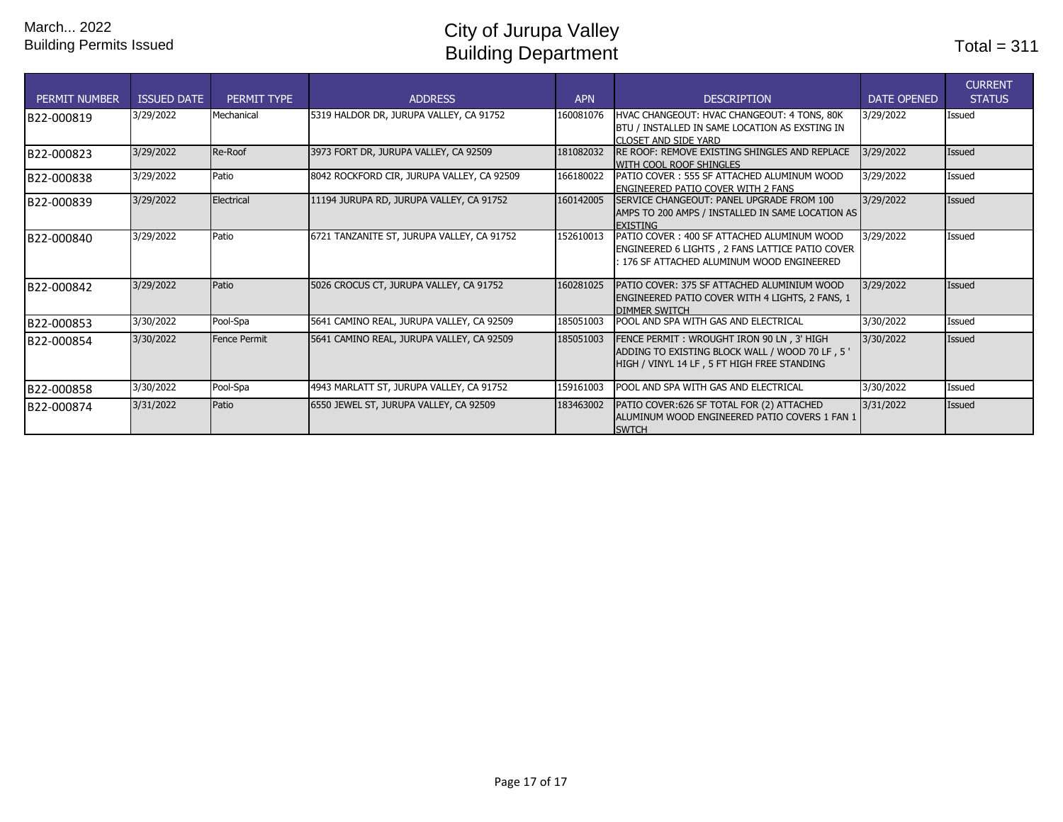March... 2022
Building Permits Issued

# City of Jurupa Valley
# Building Department

Total = 311

| PERMIT NUMBER | ISSUED DATE | PERMIT TYPE | ADDRESS | APN | DESCRIPTION | DATE OPENED | CURRENT STATUS |
|---|---|---|---|---|---|---|---|
| B22-000819 | 3/29/2022 | Mechanical | 5319 HALDOR DR, JURUPA VALLEY, CA 91752 | 160081076 | HVAC CHANGEOUT: HVAC CHANGEOUT: 4 TONS, 80K BTU / INSTALLED IN SAME LOCATION AS EXSTING IN CLOSET AND SIDE YARD | 3/29/2022 | Issued |
| B22-000823 | 3/29/2022 | Re-Roof | 3973 FORT DR, JURUPA VALLEY, CA 92509 | 181082032 | RE ROOF: REMOVE EXISTING SHINGLES AND REPLACE WITH COOL ROOF SHINGLES | 3/29/2022 | Issued |
| B22-000838 | 3/29/2022 | Patio | 8042 ROCKFORD CIR, JURUPA VALLEY, CA 92509 | 166180022 | PATIO COVER : 555 SF ATTACHED ALUMINUM WOOD ENGINEERED PATIO COVER WITH 2 FANS | 3/29/2022 | Issued |
| B22-000839 | 3/29/2022 | Electrical | 11194 JURUPA RD, JURUPA VALLEY, CA 91752 | 160142005 | SERVICE CHANGEOUT: PANEL UPGRADE FROM 100 AMPS TO 200 AMPS / INSTALLED IN SAME LOCATION AS EXISTING | 3/29/2022 | Issued |
| B22-000840 | 3/29/2022 | Patio | 6721 TANZANITE ST, JURUPA VALLEY, CA 91752 | 152610013 | PATIO COVER : 400 SF ATTACHED ALUMINUM WOOD ENGINEERED 6 LIGHTS , 2 FANS LATTICE PATIO COVER : 176 SF ATTACHED ALUMINUM WOOD ENGINEERED | 3/29/2022 | Issued |
| B22-000842 | 3/29/2022 | Patio | 5026 CROCUS CT, JURUPA VALLEY, CA 91752 | 160281025 | PATIO COVER: 375 SF ATTACHED ALUMINIUM WOOD ENGINEERED PATIO COVER WITH 4 LIGHTS, 2 FANS, 1 DIMMER SWITCH | 3/29/2022 | Issued |
| B22-000853 | 3/30/2022 | Pool-Spa | 5641 CAMINO REAL, JURUPA VALLEY, CA 92509 | 185051003 | POOL AND SPA WITH GAS AND ELECTRICAL | 3/30/2022 | Issued |
| B22-000854 | 3/30/2022 | Fence Permit | 5641 CAMINO REAL, JURUPA VALLEY, CA 92509 | 185051003 | FENCE PERMIT : WROUGHT IRON 90 LN , 3' HIGH ADDING TO EXISTING BLOCK WALL / WOOD 70 LF , 5 ' HIGH / VINYL 14 LF , 5 FT HIGH FREE STANDING | 3/30/2022 | Issued |
| B22-000858 | 3/30/2022 | Pool-Spa | 4943 MARLATT ST, JURUPA VALLEY, CA 91752 | 159161003 | POOL AND SPA WITH GAS AND ELECTRICAL | 3/30/2022 | Issued |
| B22-000874 | 3/31/2022 | Patio | 6550 JEWEL ST, JURUPA VALLEY, CA 92509 | 183463002 | PATIO COVER:626 SF TOTAL FOR (2) ATTACHED ALUMINUM WOOD ENGINEERED PATIO COVERS 1 FAN 1 SWTCH | 3/31/2022 | Issued |